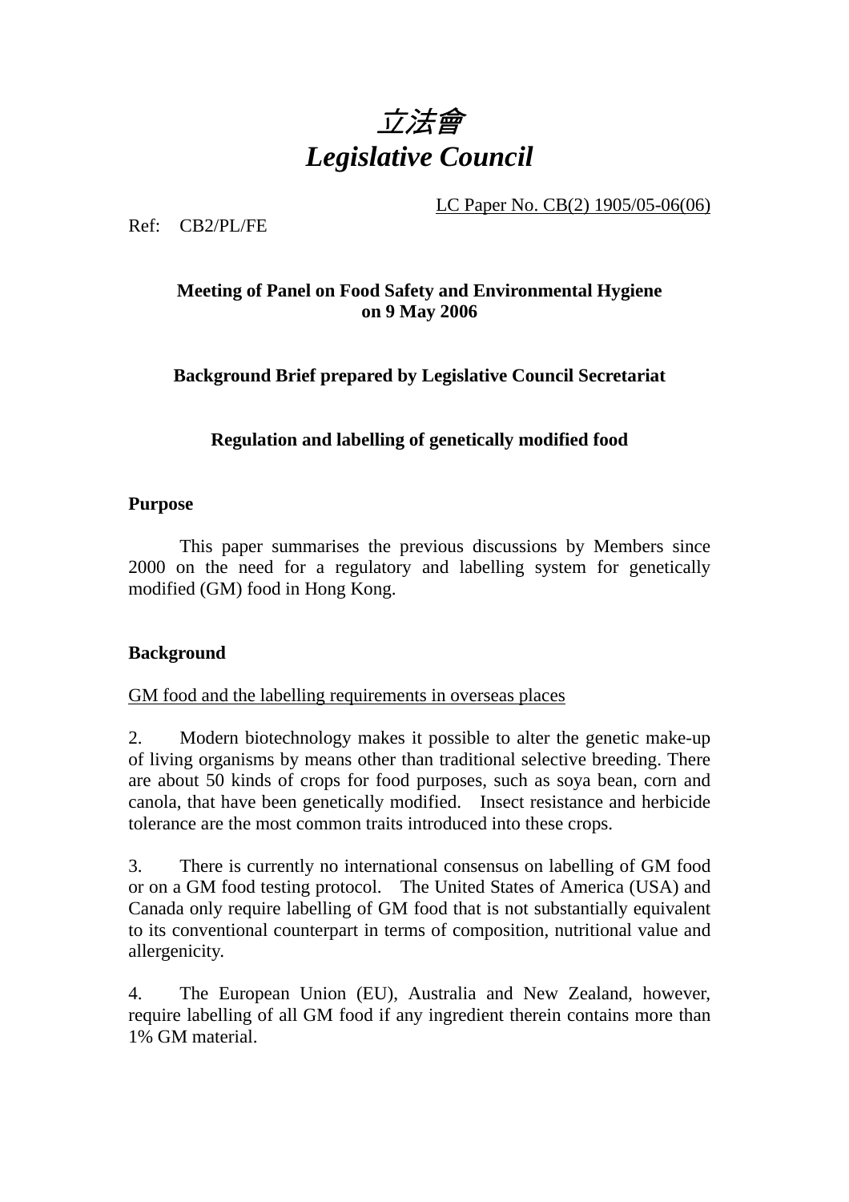# 立法會
# *Legislative Council*

LC Paper No. CB(2) 1905/05-06(06)

Ref: CB2/PL/FE

**Meeting of Panel on Food Safety and Environmental Hygiene on 9 May 2006**

**Background Brief prepared by Legislative Council Secretariat**

**Regulation and labelling of genetically modified food**

## Purpose

This paper summarises the previous discussions by Members since 2000 on the need for a regulatory and labelling system for genetically modified (GM) food in Hong Kong.

## Background

GM food and the labelling requirements in overseas places

2. Modern biotechnology makes it possible to alter the genetic make-up of living organisms by means other than traditional selective breeding. There are about 50 kinds of crops for food purposes, such as soya bean, corn and canola, that have been genetically modified. Insect resistance and herbicide tolerance are the most common traits introduced into these crops.

3. There is currently no international consensus on labelling of GM food or on a GM food testing protocol. The United States of America (USA) and Canada only require labelling of GM food that is not substantially equivalent to its conventional counterpart in terms of composition, nutritional value and allergenicity.

4. The European Union (EU), Australia and New Zealand, however, require labelling of all GM food if any ingredient therein contains more than 1% GM material.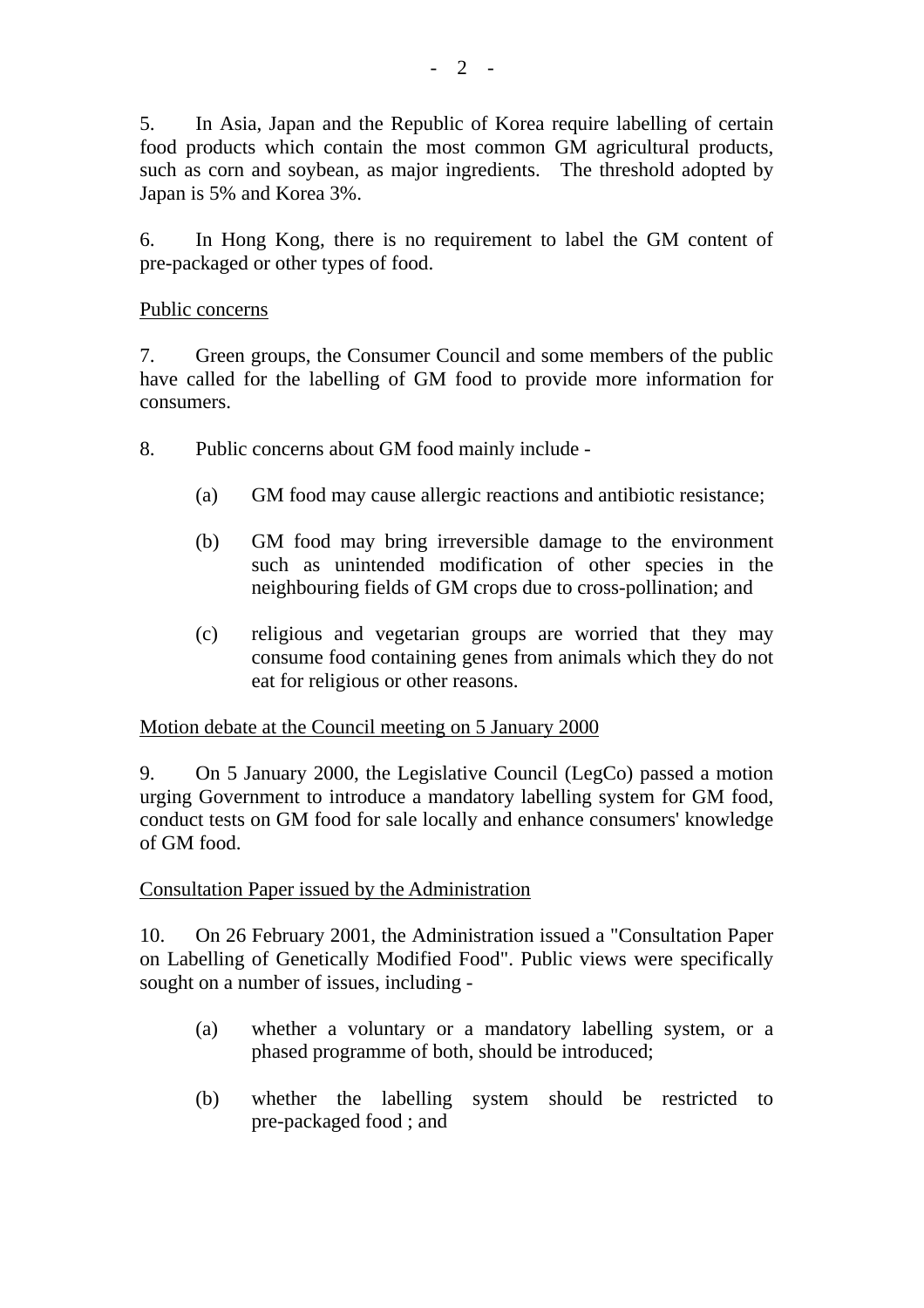5. In Asia, Japan and the Republic of Korea require labelling of certain food products which contain the most common GM agricultural products, such as corn and soybean, as major ingredients. The threshold adopted by Japan is 5% and Korea 3%.

6. In Hong Kong, there is no requirement to label the GM content of pre-packaged or other types of food.

<u>Public concerns</u>

7. Green groups, the Consumer Council and some members of the public have called for the labelling of GM food to provide more information for consumers.

8. Public concerns about GM food mainly include -

(a) GM food may cause allergic reactions and antibiotic resistance;

(b) GM food may bring irreversible damage to the environment such as unintended modification of other species in the neighbouring fields of GM crops due to cross-pollination; and

(c) religious and vegetarian groups are worried that they may consume food containing genes from animals which they do not eat for religious or other reasons.

<u>Motion debate at the Council meeting on 5 January 2000</u>

9. On 5 January 2000, the Legislative Council (LegCo) passed a motion urging Government to introduce a mandatory labelling system for GM food, conduct tests on GM food for sale locally and enhance consumers' knowledge of GM food.

<u>Consultation Paper issued by the Administration</u>

10. On 26 February 2001, the Administration issued a "Consultation Paper on Labelling of Genetically Modified Food". Public views were specifically sought on a number of issues, including -

(a) whether a voluntary or a mandatory labelling system, or a phased programme of both, should be introduced;

(b) whether the labelling system should be restricted to pre-packaged food ; and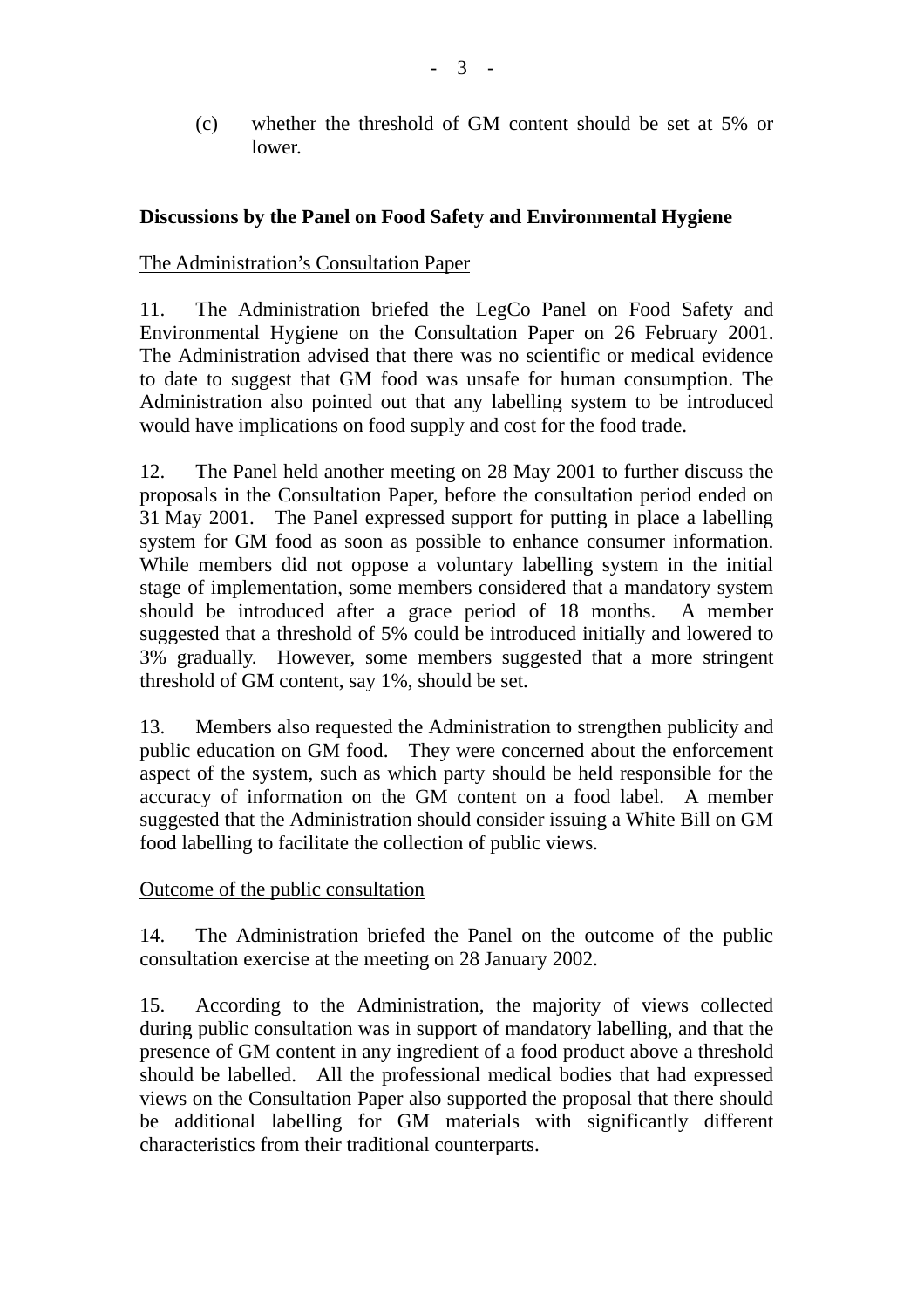(c) whether the threshold of GM content should be set at 5% or lower.

**Discussions by the Panel on Food Safety and Environmental Hygiene**

The Administration's Consultation Paper

11. The Administration briefed the LegCo Panel on Food Safety and Environmental Hygiene on the Consultation Paper on 26 February 2001. The Administration advised that there was no scientific or medical evidence to date to suggest that GM food was unsafe for human consumption. The Administration also pointed out that any labelling system to be introduced would have implications on food supply and cost for the food trade.

12. The Panel held another meeting on 28 May 2001 to further discuss the proposals in the Consultation Paper, before the consultation period ended on 31 May 2001. The Panel expressed support for putting in place a labelling system for GM food as soon as possible to enhance consumer information. While members did not oppose a voluntary labelling system in the initial stage of implementation, some members considered that a mandatory system should be introduced after a grace period of 18 months. A member suggested that a threshold of 5% could be introduced initially and lowered to 3% gradually. However, some members suggested that a more stringent threshold of GM content, say 1%, should be set.

13. Members also requested the Administration to strengthen publicity and public education on GM food. They were concerned about the enforcement aspect of the system, such as which party should be held responsible for the accuracy of information on the GM content on a food label. A member suggested that the Administration should consider issuing a White Bill on GM food labelling to facilitate the collection of public views.

Outcome of the public consultation

14. The Administration briefed the Panel on the outcome of the public consultation exercise at the meeting on 28 January 2002.

15. According to the Administration, the majority of views collected during public consultation was in support of mandatory labelling, and that the presence of GM content in any ingredient of a food product above a threshold should be labelled. All the professional medical bodies that had expressed views on the Consultation Paper also supported the proposal that there should be additional labelling for GM materials with significantly different characteristics from their traditional counterparts.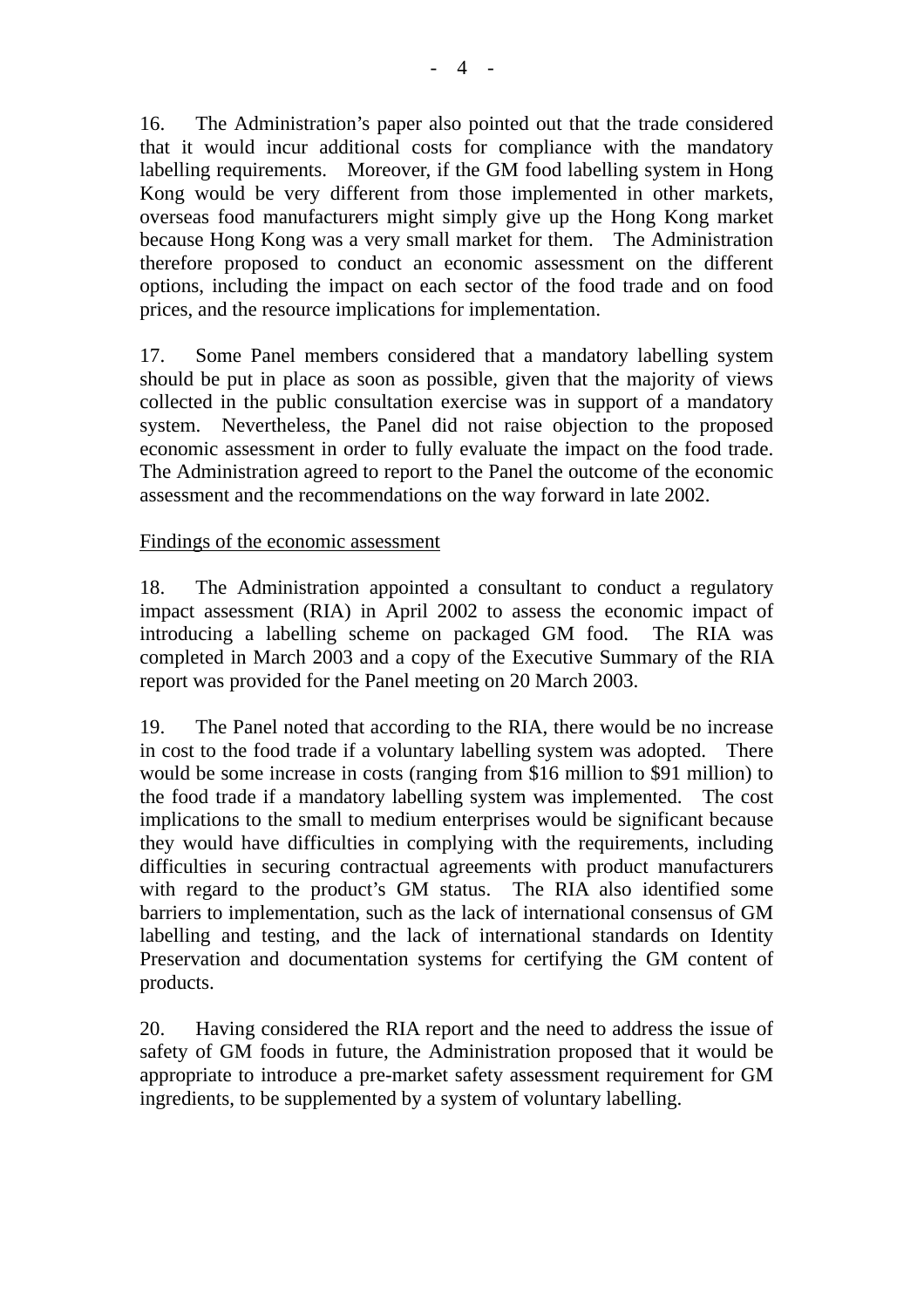16. The Administration's paper also pointed out that the trade considered that it would incur additional costs for compliance with the mandatory labelling requirements. Moreover, if the GM food labelling system in Hong Kong would be very different from those implemented in other markets, overseas food manufacturers might simply give up the Hong Kong market because Hong Kong was a very small market for them. The Administration therefore proposed to conduct an economic assessment on the different options, including the impact on each sector of the food trade and on food prices, and the resource implications for implementation.

17. Some Panel members considered that a mandatory labelling system should be put in place as soon as possible, given that the majority of views collected in the public consultation exercise was in support of a mandatory system. Nevertheless, the Panel did not raise objection to the proposed economic assessment in order to fully evaluate the impact on the food trade. The Administration agreed to report to the Panel the outcome of the economic assessment and the recommendations on the way forward in late 2002.

<u>Findings of the economic assessment</u>

18. The Administration appointed a consultant to conduct a regulatory impact assessment (RIA) in April 2002 to assess the economic impact of introducing a labelling scheme on packaged GM food. The RIA was completed in March 2003 and a copy of the Executive Summary of the RIA report was provided for the Panel meeting on 20 March 2003.

19. The Panel noted that according to the RIA, there would be no increase in cost to the food trade if a voluntary labelling system was adopted. There would be some increase in costs (ranging from $16 million to $91 million) to the food trade if a mandatory labelling system was implemented. The cost implications to the small to medium enterprises would be significant because they would have difficulties in complying with the requirements, including difficulties in securing contractual agreements with product manufacturers with regard to the product's GM status. The RIA also identified some barriers to implementation, such as the lack of international consensus of GM labelling and testing, and the lack of international standards on Identity Preservation and documentation systems for certifying the GM content of products.

20. Having considered the RIA report and the need to address the issue of safety of GM foods in future, the Administration proposed that it would be appropriate to introduce a pre-market safety assessment requirement for GM ingredients, to be supplemented by a system of voluntary labelling.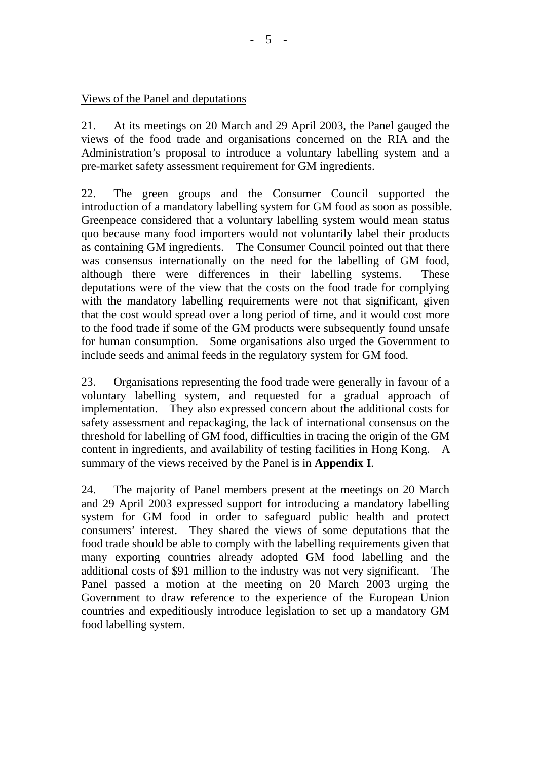Views of the Panel and deputations

21. At its meetings on 20 March and 29 April 2003, the Panel gauged the views of the food trade and organisations concerned on the RIA and the Administration's proposal to introduce a voluntary labelling system and a pre-market safety assessment requirement for GM ingredients.

22. The green groups and the Consumer Council supported the introduction of a mandatory labelling system for GM food as soon as possible. Greenpeace considered that a voluntary labelling system would mean status quo because many food importers would not voluntarily label their products as containing GM ingredients. The Consumer Council pointed out that there was consensus internationally on the need for the labelling of GM food, although there were differences in their labelling systems. These deputations were of the view that the costs on the food trade for complying with the mandatory labelling requirements were not that significant, given that the cost would spread over a long period of time, and it would cost more to the food trade if some of the GM products were subsequently found unsafe for human consumption. Some organisations also urged the Government to include seeds and animal feeds in the regulatory system for GM food.

23. Organisations representing the food trade were generally in favour of a voluntary labelling system, and requested for a gradual approach of implementation. They also expressed concern about the additional costs for safety assessment and repackaging, the lack of international consensus on the threshold for labelling of GM food, difficulties in tracing the origin of the GM content in ingredients, and availability of testing facilities in Hong Kong. A summary of the views received by the Panel is in **Appendix I**.

24. The majority of Panel members present at the meetings on 20 March and 29 April 2003 expressed support for introducing a mandatory labelling system for GM food in order to safeguard public health and protect consumers' interest. They shared the views of some deputations that the food trade should be able to comply with the labelling requirements given that many exporting countries already adopted GM food labelling and the additional costs of $91 million to the industry was not very significant. The Panel passed a motion at the meeting on 20 March 2003 urging the Government to draw reference to the experience of the European Union countries and expeditiously introduce legislation to set up a mandatory GM food labelling system.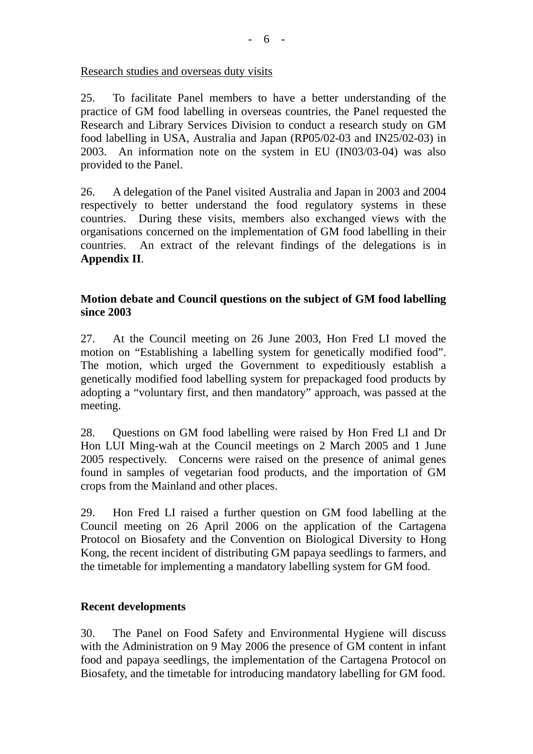Research studies and overseas duty visits

25. To facilitate Panel members to have a better understanding of the practice of GM food labelling in overseas countries, the Panel requested the Research and Library Services Division to conduct a research study on GM food labelling in USA, Australia and Japan (RP05/02-03 and IN25/02-03) in 2003. An information note on the system in EU (IN03/03-04) was also provided to the Panel.

26. A delegation of the Panel visited Australia and Japan in 2003 and 2004 respectively to better understand the food regulatory systems in these countries. During these visits, members also exchanged views with the organisations concerned on the implementation of GM food labelling in their countries. An extract of the relevant findings of the delegations is in **Appendix II**.

**Motion debate and Council questions on the subject of GM food labelling since 2003**

27. At the Council meeting on 26 June 2003, Hon Fred LI moved the motion on "Establishing a labelling system for genetically modified food". The motion, which urged the Government to expeditiously establish a genetically modified food labelling system for prepackaged food products by adopting a "voluntary first, and then mandatory" approach, was passed at the meeting.

28. Questions on GM food labelling were raised by Hon Fred LI and Dr Hon LUI Ming-wah at the Council meetings on 2 March 2005 and 1 June 2005 respectively. Concerns were raised on the presence of animal genes found in samples of vegetarian food products, and the importation of GM crops from the Mainland and other places.

29. Hon Fred LI raised a further question on GM food labelling at the Council meeting on 26 April 2006 on the application of the Cartagena Protocol on Biosafety and the Convention on Biological Diversity to Hong Kong, the recent incident of distributing GM papaya seedlings to farmers, and the timetable for implementing a mandatory labelling system for GM food.

**Recent developments**

30. The Panel on Food Safety and Environmental Hygiene will discuss with the Administration on 9 May 2006 the presence of GM content in infant food and papaya seedlings, the implementation of the Cartagena Protocol on Biosafety, and the timetable for introducing mandatory labelling for GM food.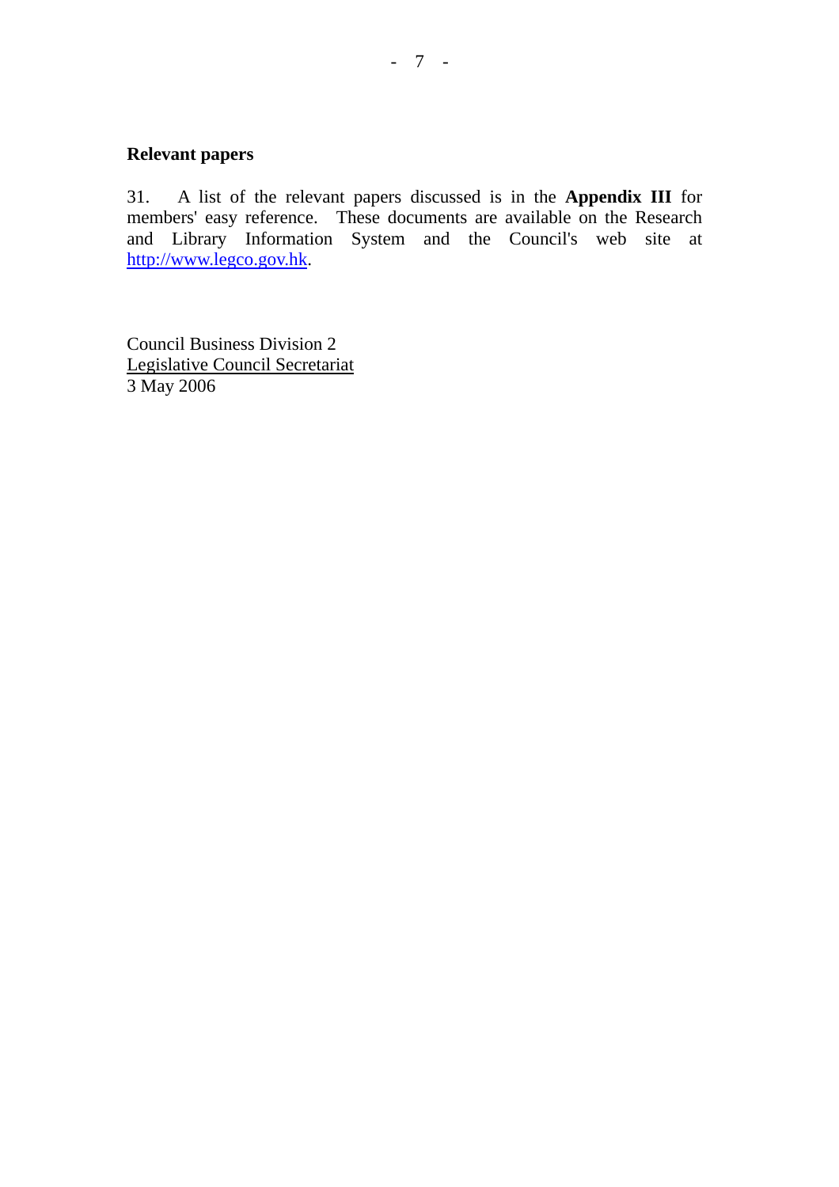**Relevant papers**

31. A list of the relevant papers discussed is in the **Appendix III** for members' easy reference. These documents are available on the Research and Library Information System and the Council's web site at http://www.legco.gov.hk.

Council Business Division 2
Legislative Council Secretariat
3 May 2006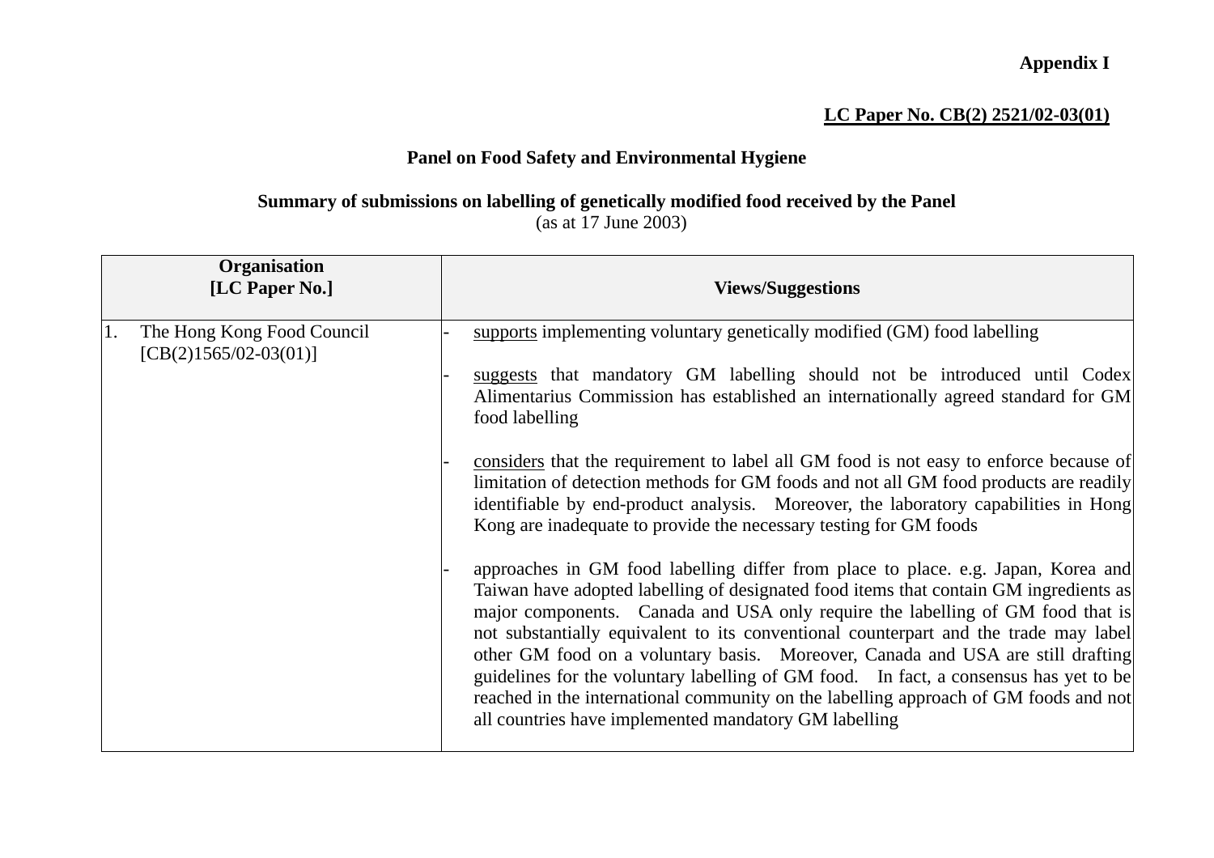**Appendix I**

**LC Paper No. CB(2) 2521/02-03(01)**

**Panel on Food Safety and Environmental Hygiene**

**Summary of submissions on labelling of genetically modified food received by the Panel**
(as at 17 June 2003)

| **Organisation [LC Paper No.]** | **Views/Suggestions** |
|---|---|
| 1. The Hong Kong Food Council [CB(2)1565/02-03(01)] | - supports implementing voluntary genetically modified (GM) food labelling<br><br>- suggests that mandatory GM labelling should not be introduced until Codex Alimentarius Commission has established an internationally agreed standard for GM food labelling<br><br>- considers that the requirement to label all GM food is not easy to enforce because of limitation of detection methods for GM foods and not all GM food products are readily identifiable by end-product analysis. Moreover, the laboratory capabilities in Hong Kong are inadequate to provide the necessary testing for GM foods<br><br>- approaches in GM food labelling differ from place to place. e.g. Japan, Korea and Taiwan have adopted labelling of designated food items that contain GM ingredients as major components. Canada and USA only require the labelling of GM food that is not substantially equivalent to its conventional counterpart and the trade may label other GM food on a voluntary basis. Moreover, Canada and USA are still drafting guidelines for the voluntary labelling of GM food. In fact, a consensus has yet to be reached in the international community on the labelling approach of GM foods and not all countries have implemented mandatory GM labelling |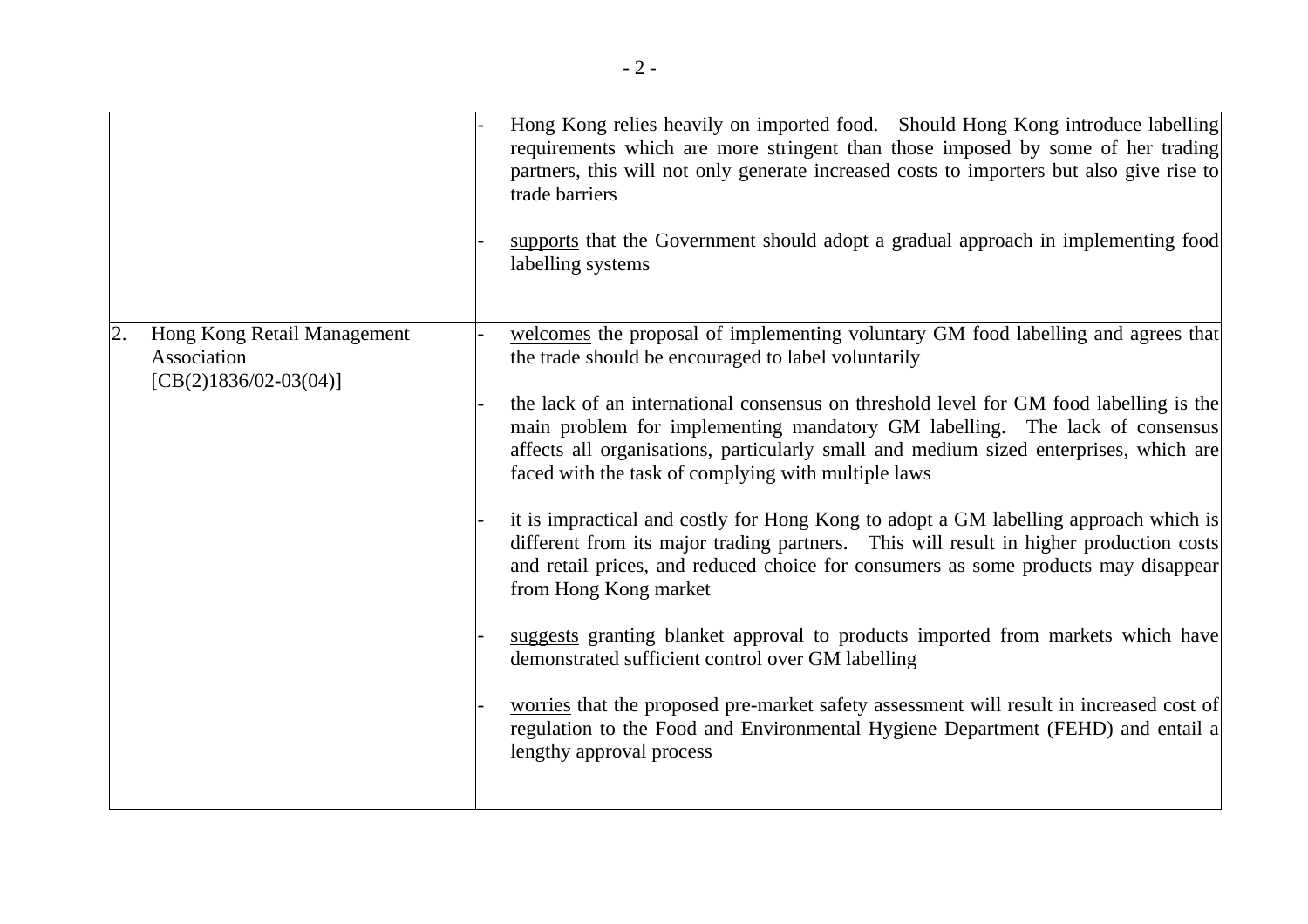| | |
|---|---|
| | - Hong Kong relies heavily on imported food. Should Hong Kong introduce labelling requirements which are more stringent than those imposed by some of her trading partners, this will not only generate increased costs to importers but also give rise to trade barriers<br><br>- <u>supports</u> that the Government should adopt a gradual approach in implementing food labelling systems |
| 2. Hong Kong Retail Management Association [CB(2)1836/02-03(04)] | - <u>welcomes</u> the proposal of implementing voluntary GM food labelling and agrees that the trade should be encouraged to label voluntarily<br><br>- the lack of an international consensus on threshold level for GM food labelling is the main problem for implementing mandatory GM labelling. The lack of consensus affects all organisations, particularly small and medium sized enterprises, which are faced with the task of complying with multiple laws<br><br>- it is impractical and costly for Hong Kong to adopt a GM labelling approach which is different from its major trading partners. This will result in higher production costs and retail prices, and reduced choice for consumers as some products may disappear from Hong Kong market<br><br>- <u>suggests</u> granting blanket approval to products imported from markets which have demonstrated sufficient control over GM labelling<br><br>- <u>worries</u> that the proposed pre-market safety assessment will result in increased cost of regulation to the Food and Environmental Hygiene Department (FEHD) and entail a lengthy approval process |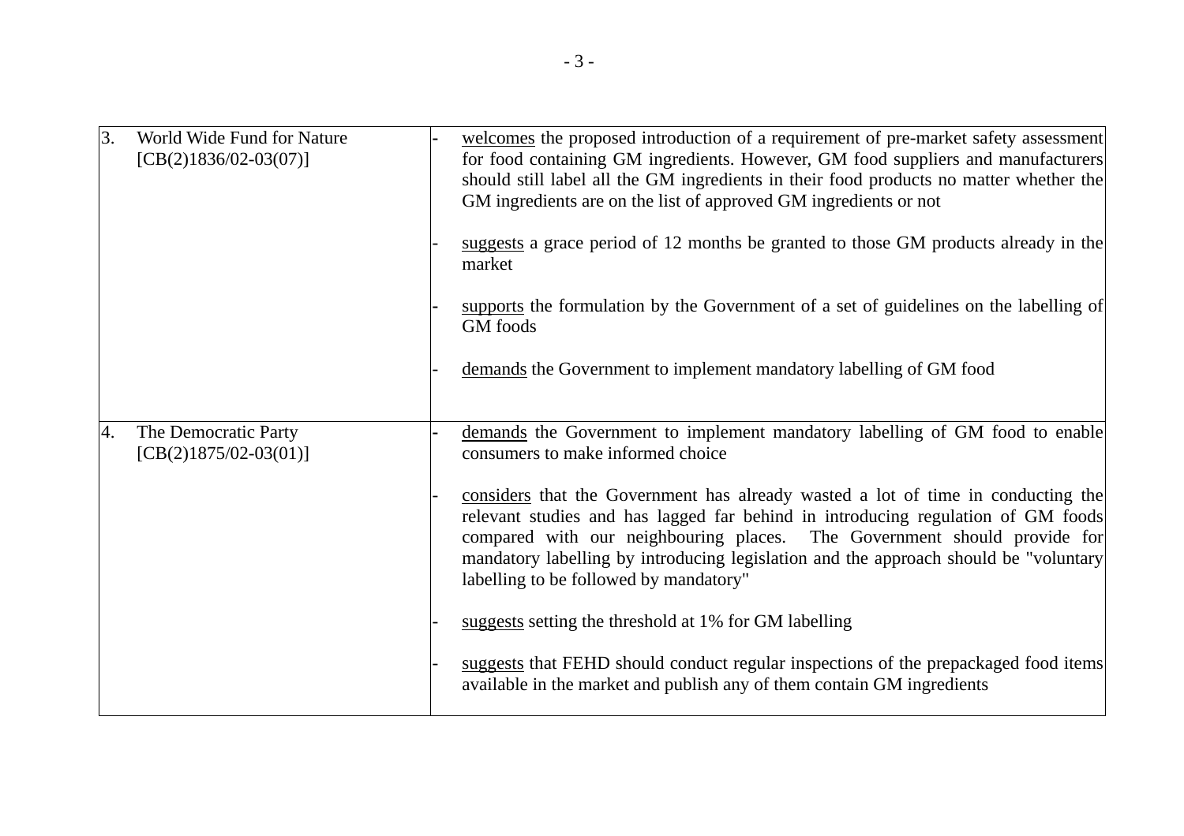| | |
|---|---|
| 3. World Wide Fund for Nature [CB(2)1836/02-03(07)] | - welcomes the proposed introduction of a requirement of pre-market safety assessment for food containing GM ingredients. However, GM food suppliers and manufacturers should still label all the GM ingredients in their food products no matter whether the GM ingredients are on the list of approved GM ingredients or not<br><br>- suggests a grace period of 12 months be granted to those GM products already in the market<br><br>- supports the formulation by the Government of a set of guidelines on the labelling of GM foods<br><br>- demands the Government to implement mandatory labelling of GM food |
| 4. The Democratic Party [CB(2)1875/02-03(01)] | - demands the Government to implement mandatory labelling of GM food to enable consumers to make informed choice<br><br>- considers that the Government has already wasted a lot of time in conducting the relevant studies and has lagged far behind in introducing regulation of GM foods compared with our neighbouring places. The Government should provide for mandatory labelling by introducing legislation and the approach should be "voluntary labelling to be followed by mandatory"<br><br>- suggests setting the threshold at 1% for GM labelling<br><br>- suggests that FEHD should conduct regular inspections of the prepackaged food items available in the market and publish any of them contain GM ingredients |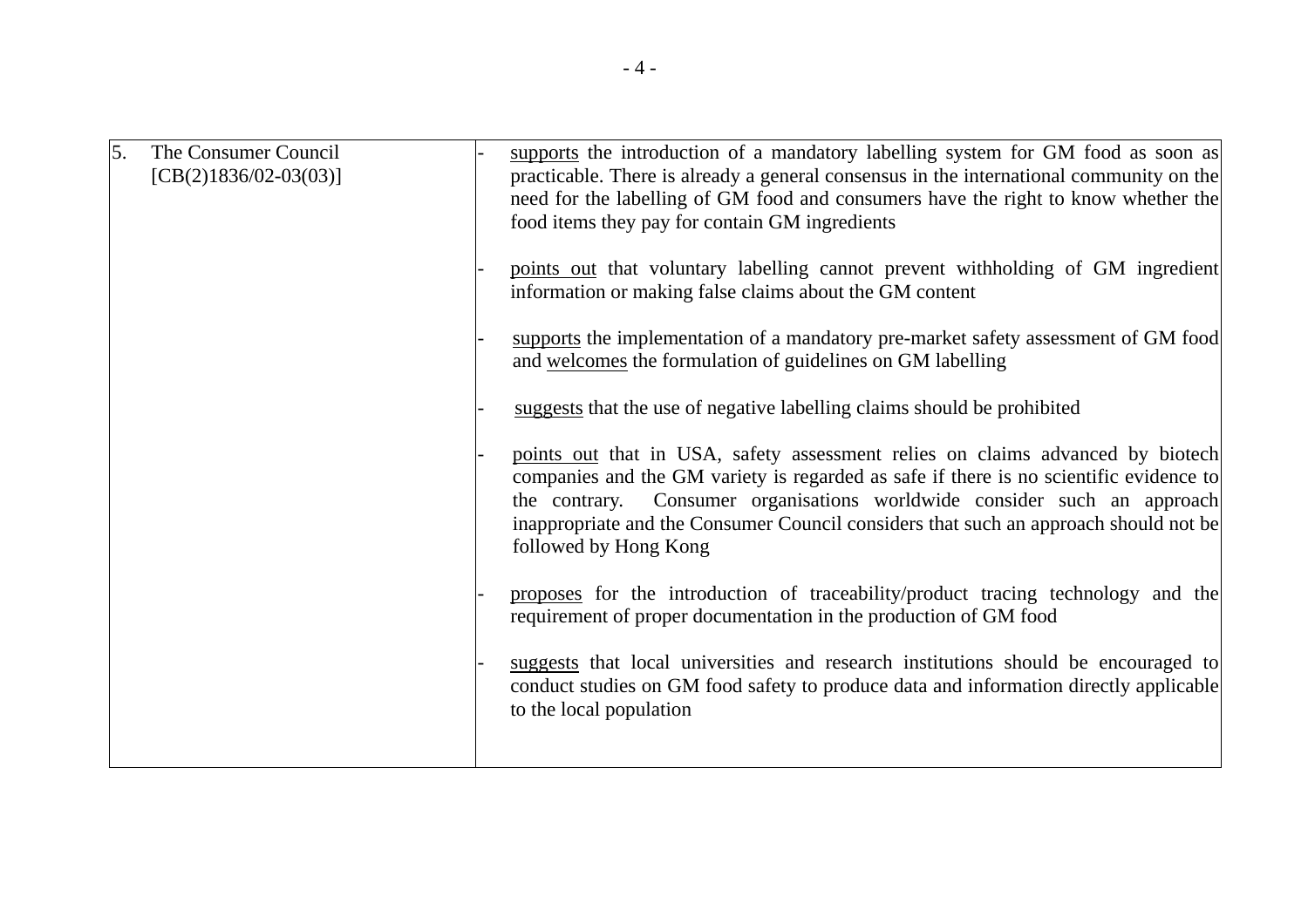| | | |
|---|---|---|
| 5. | The Consumer Council [CB(2)1836/02-03(03)] | - supports the introduction of a mandatory labelling system for GM food as soon as practicable. There is already a general consensus in the international community on the need for the labelling of GM food and consumers have the right to know whether the food items they pay for contain GM ingredients<br><br>- points out that voluntary labelling cannot prevent withholding of GM ingredient information or making false claims about the GM content<br><br>- supports the implementation of a mandatory pre-market safety assessment of GM food and welcomes the formulation of guidelines on GM labelling<br><br>- suggests that the use of negative labelling claims should be prohibited<br><br>- points out that in USA, safety assessment relies on claims advanced by biotech companies and the GM variety is regarded as safe if there is no scientific evidence to the contrary. Consumer organisations worldwide consider such an approach inappropriate and the Consumer Council considers that such an approach should not be followed by Hong Kong<br><br>- proposes for the introduction of traceability/product tracing technology and the requirement of proper documentation in the production of GM food<br><br>- suggests that local universities and research institutions should be encouraged to conduct studies on GM food safety to produce data and information directly applicable to the local population |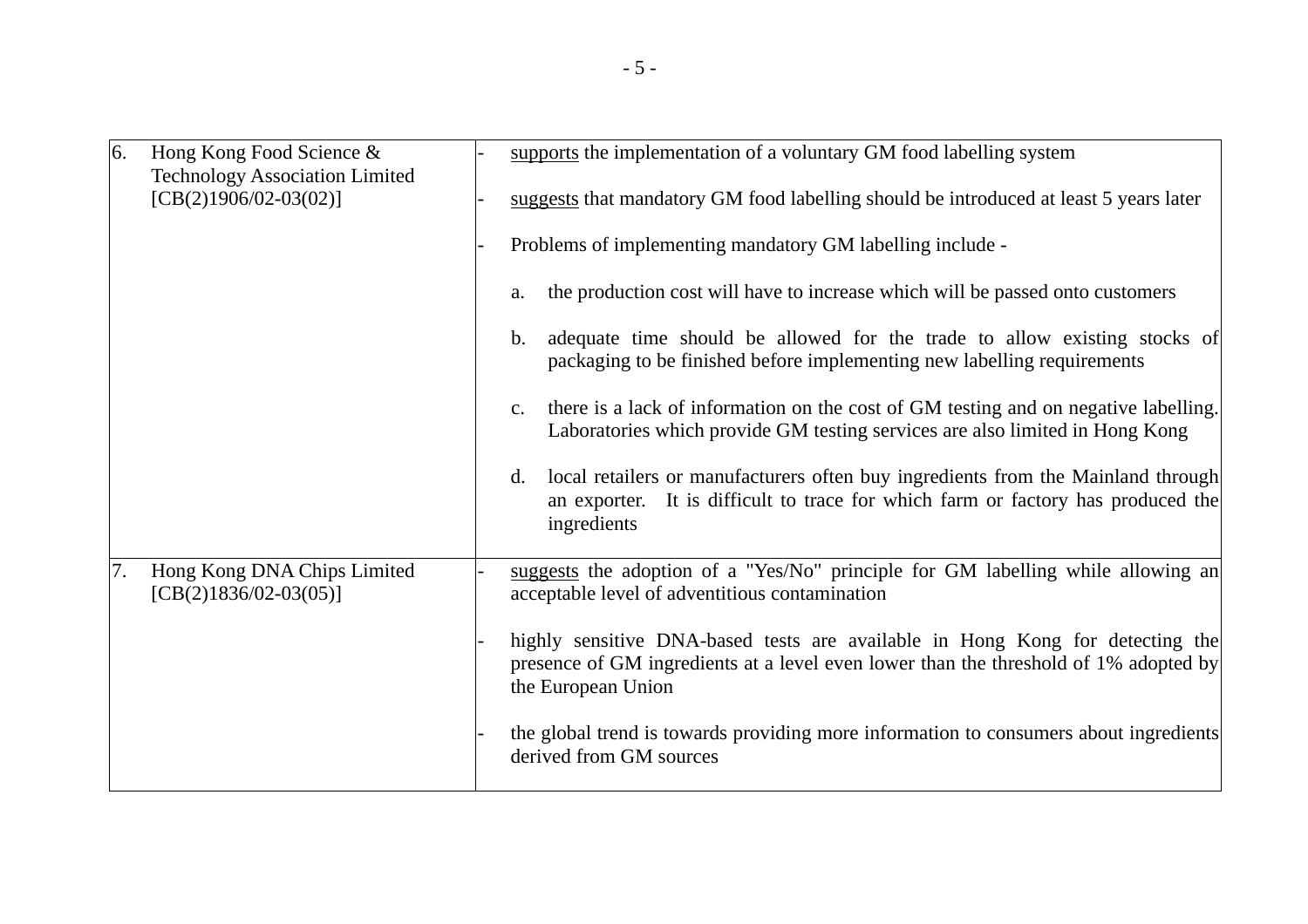| | | |
|---|---|---|
| 6. | Hong Kong Food Science & Technology Association Limited [CB(2)1906/02-03(02)] | - supports the implementation of a voluntary GM food labelling system<br><br>- suggests that mandatory GM food labelling should be introduced at least 5 years later<br><br>- Problems of implementing mandatory GM labelling include -<br><br>a. the production cost will have to increase which will be passed onto customers<br><br>b. adequate time should be allowed for the trade to allow existing stocks of packaging to be finished before implementing new labelling requirements<br><br>c. there is a lack of information on the cost of GM testing and on negative labelling. Laboratories which provide GM testing services are also limited in Hong Kong<br><br>d. local retailers or manufacturers often buy ingredients from the Mainland through an exporter. It is difficult to trace for which farm or factory has produced the ingredients |
| 7. | Hong Kong DNA Chips Limited [CB(2)1836/02-03(05)] | - suggests the adoption of a "Yes/No" principle for GM labelling while allowing an acceptable level of adventitious contamination<br><br>- highly sensitive DNA-based tests are available in Hong Kong for detecting the presence of GM ingredients at a level even lower than the threshold of 1% adopted by the European Union<br><br>- the global trend is towards providing more information to consumers about ingredients derived from GM sources |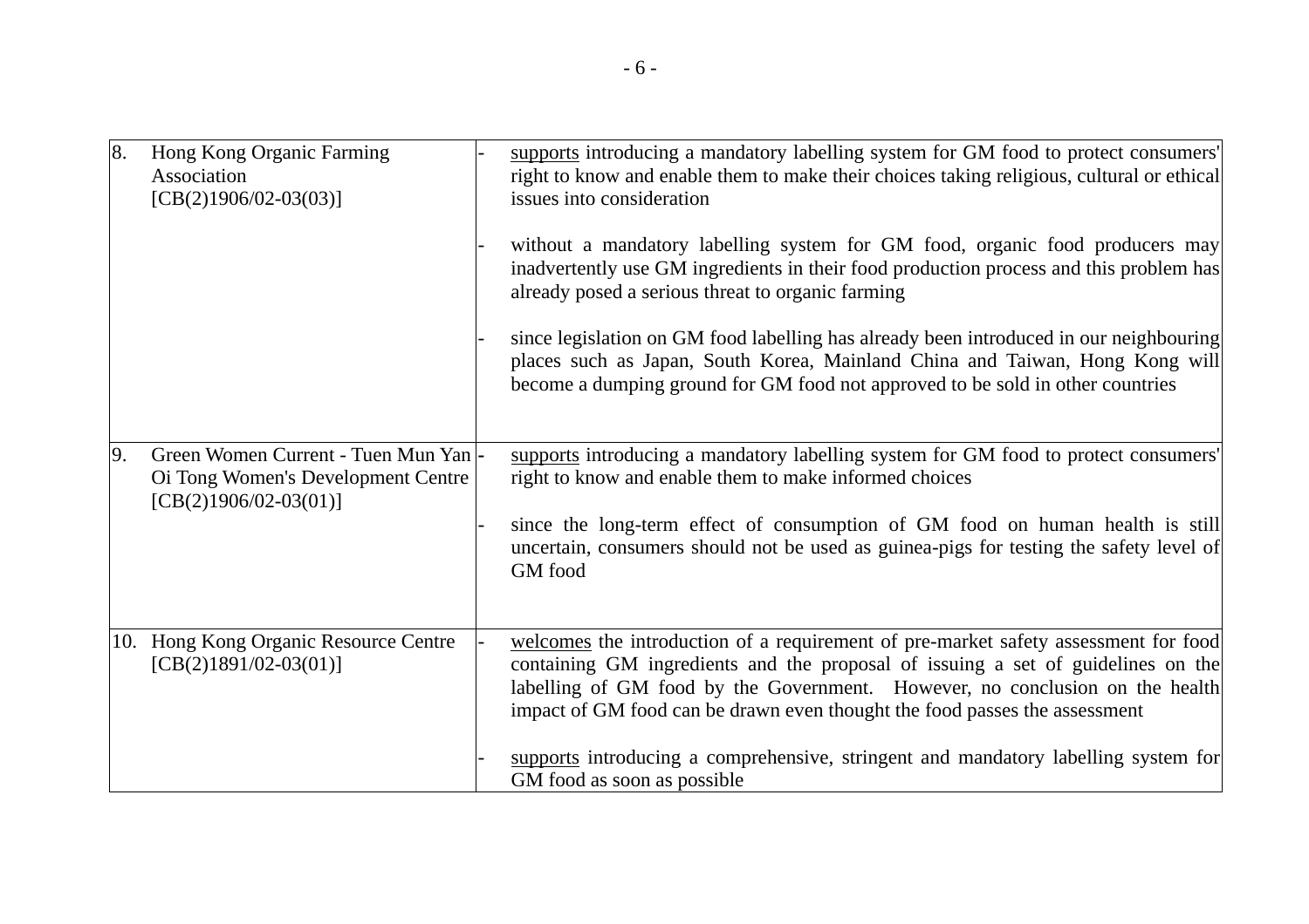| | | |
|---|---|---|
| 8. | Hong Kong Organic Farming Association [CB(2)1906/02-03(03)] | - <u>supports</u> introducing a mandatory labelling system for GM food to protect consumers' right to know and enable them to make their choices taking religious, cultural or ethical issues into consideration<br><br>- without a mandatory labelling system for GM food, organic food producers may inadvertently use GM ingredients in their food production process and this problem has already posed a serious threat to organic farming<br><br>- since legislation on GM food labelling has already been introduced in our neighbouring places such as Japan, South Korea, Mainland China and Taiwan, Hong Kong will become a dumping ground for GM food not approved to be sold in other countries |
| 9. | Green Women Current - Tuen Mun Yan Oi Tong Women's Development Centre [CB(2)1906/02-03(01)] | - <u>supports</u> introducing a mandatory labelling system for GM food to protect consumers' right to know and enable them to make informed choices<br><br>- since the long-term effect of consumption of GM food on human health is still uncertain, consumers should not be used as guinea-pigs for testing the safety level of GM food |
| 10. | Hong Kong Organic Resource Centre [CB(2)1891/02-03(01)] | - <u>welcomes</u> the introduction of a requirement of pre-market safety assessment for food containing GM ingredients and the proposal of issuing a set of guidelines on the labelling of GM food by the Government. However, no conclusion on the health impact of GM food can be drawn even thought the food passes the assessment<br><br>- <u>supports</u> introducing a comprehensive, stringent and mandatory labelling system for GM food as soon as possible |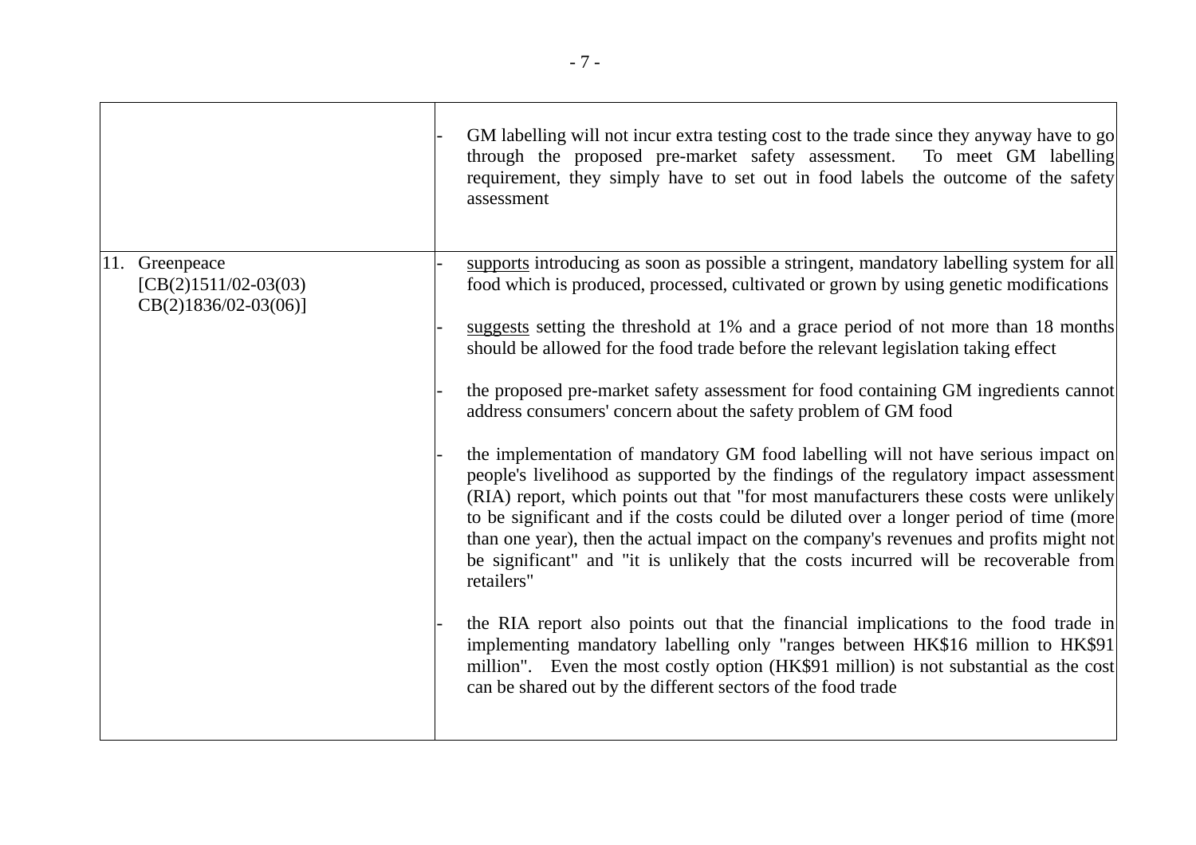| | |
|---|---|
| | - GM labelling will not incur extra testing cost to the trade since they anyway have to go through the proposed pre-market safety assessment. To meet GM labelling requirement, they simply have to set out in food labels the outcome of the safety assessment |
| 11. Greenpeace [CB(2)1511/02-03(03) CB(2)1836/02-03(06)] | - <u>supports</u> introducing as soon as possible a stringent, mandatory labelling system for all food which is produced, processed, cultivated or grown by using genetic modifications<br><br>- <u>suggests</u> setting the threshold at 1% and a grace period of not more than 18 months should be allowed for the food trade before the relevant legislation taking effect<br><br>- the proposed pre-market safety assessment for food containing GM ingredients cannot address consumers' concern about the safety problem of GM food<br><br>- the implementation of mandatory GM food labelling will not have serious impact on people's livelihood as supported by the findings of the regulatory impact assessment (RIA) report, which points out that "for most manufacturers these costs were unlikely to be significant and if the costs could be diluted over a longer period of time (more than one year), then the actual impact on the company's revenues and profits might not be significant" and "it is unlikely that the costs incurred will be recoverable from retailers"<br><br>- the RIA report also points out that the financial implications to the food trade in implementing mandatory labelling only "ranges between HK$16 million to HK$91 million". Even the most costly option (HK$91 million) is not substantial as the cost can be shared out by the different sectors of the food trade |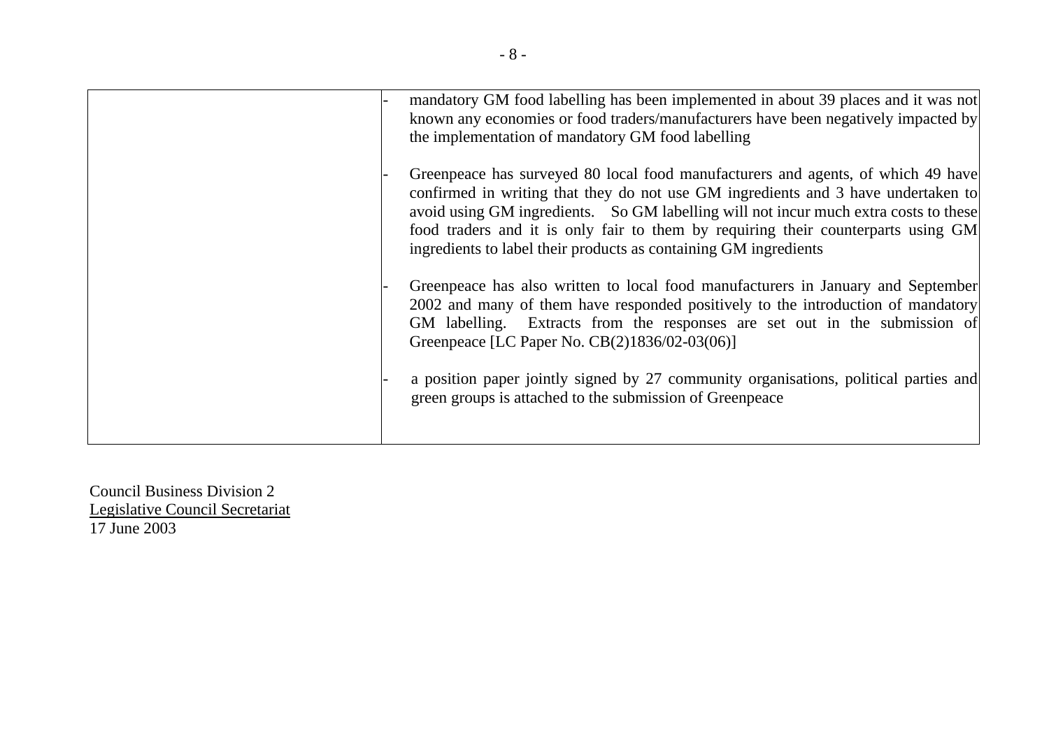| | |
|---|---|
| | - mandatory GM food labelling has been implemented in about 39 places and it was not known any economies or food traders/manufacturers have been negatively impacted by the implementation of mandatory GM food labelling<br><br>- Greenpeace has surveyed 80 local food manufacturers and agents, of which 49 have confirmed in writing that they do not use GM ingredients and 3 have undertaken to avoid using GM ingredients. So GM labelling will not incur much extra costs to these food traders and it is only fair to them by requiring their counterparts using GM ingredients to label their products as containing GM ingredients<br><br>- Greenpeace has also written to local food manufacturers in January and September 2002 and many of them have responded positively to the introduction of mandatory GM labelling. Extracts from the responses are set out in the submission of Greenpeace [LC Paper No. CB(2)1836/02-03(06)]<br><br>- a position paper jointly signed by 27 community organisations, political parties and green groups is attached to the submission of Greenpeace |

Council Business Division 2
Legislative Council Secretariat
17 June 2003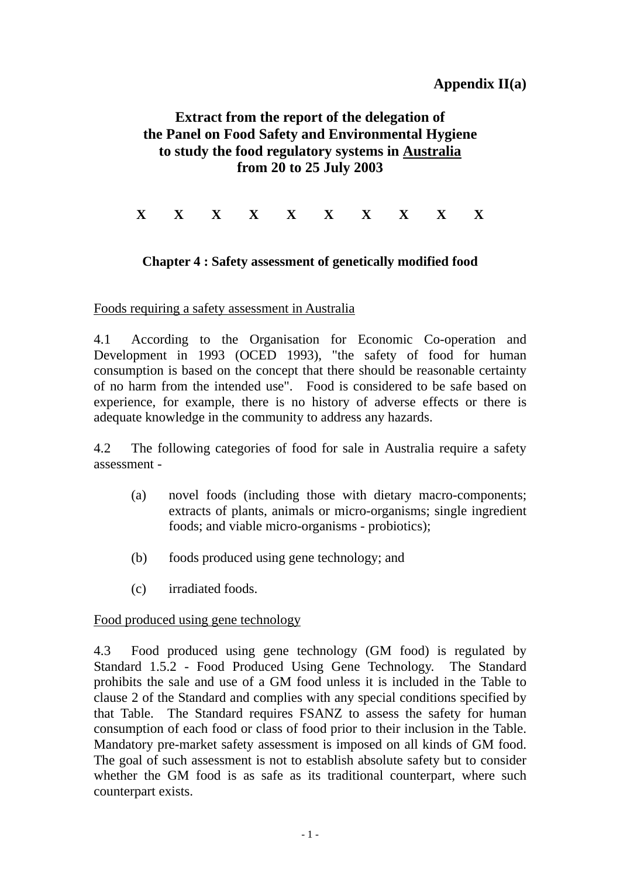**Appendix II(a)**

# Extract from the report of the delegation of the Panel on Food Safety and Environmental Hygiene to study the food regulatory systems in Australia from 20 to 25 July 2003

X X X X X X X X X X

## Chapter 4 : Safety assessment of genetically modified food

Foods requiring a safety assessment in Australia

4.1 According to the Organisation for Economic Co-operation and Development in 1993 (OCED 1993), "the safety of food for human consumption is based on the concept that there should be reasonable certainty of no harm from the intended use". Food is considered to be safe based on experience, for example, there is no history of adverse effects or there is adequate knowledge in the community to address any hazards.

4.2 The following categories of food for sale in Australia require a safety assessment -

(a) novel foods (including those with dietary macro-components; extracts of plants, animals or micro-organisms; single ingredient foods; and viable micro-organisms - probiotics);

(b) foods produced using gene technology; and

(c) irradiated foods.

Food produced using gene technology

4.3 Food produced using gene technology (GM food) is regulated by Standard 1.5.2 - Food Produced Using Gene Technology. The Standard prohibits the sale and use of a GM food unless it is included in the Table to clause 2 of the Standard and complies with any special conditions specified by that Table. The Standard requires FSANZ to assess the safety for human consumption of each food or class of food prior to their inclusion in the Table. Mandatory pre-market safety assessment is imposed on all kinds of GM food. The goal of such assessment is not to establish absolute safety but to consider whether the GM food is as safe as its traditional counterpart, where such counterpart exists.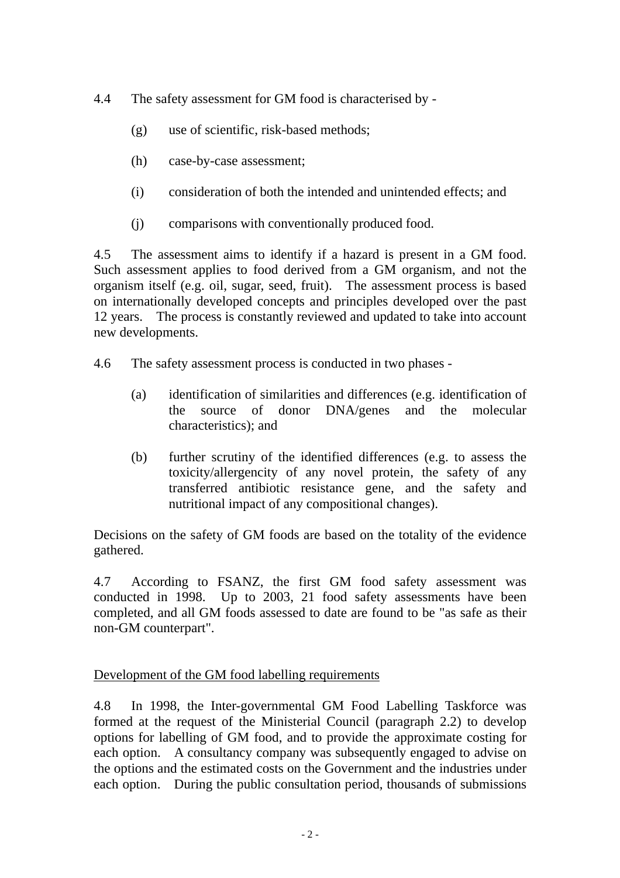4.4 The safety assessment for GM food is characterised by -

(g) use of scientific, risk-based methods;

(h) case-by-case assessment;

(i) consideration of both the intended and unintended effects; and

(j) comparisons with conventionally produced food.

4.5 The assessment aims to identify if a hazard is present in a GM food. Such assessment applies to food derived from a GM organism, and not the organism itself (e.g. oil, sugar, seed, fruit). The assessment process is based on internationally developed concepts and principles developed over the past 12 years. The process is constantly reviewed and updated to take into account new developments.

4.6 The safety assessment process is conducted in two phases -

(a) identification of similarities and differences (e.g. identification of the source of donor DNA/genes and the molecular characteristics); and

(b) further scrutiny of the identified differences (e.g. to assess the toxicity/allergencity of any novel protein, the safety of any transferred antibiotic resistance gene, and the safety and nutritional impact of any compositional changes).

Decisions on the safety of GM foods are based on the totality of the evidence gathered.

4.7 According to FSANZ, the first GM food safety assessment was conducted in 1998. Up to 2003, 21 food safety assessments have been completed, and all GM foods assessed to date are found to be "as safe as their non-GM counterpart".

<u>Development of the GM food labelling requirements</u>

4.8 In 1998, the Inter-governmental GM Food Labelling Taskforce was formed at the request of the Ministerial Council (paragraph 2.2) to develop options for labelling of GM food, and to provide the approximate costing for each option. A consultancy company was subsequently engaged to advise on the options and the estimated costs on the Government and the industries under each option. During the public consultation period, thousands of submissions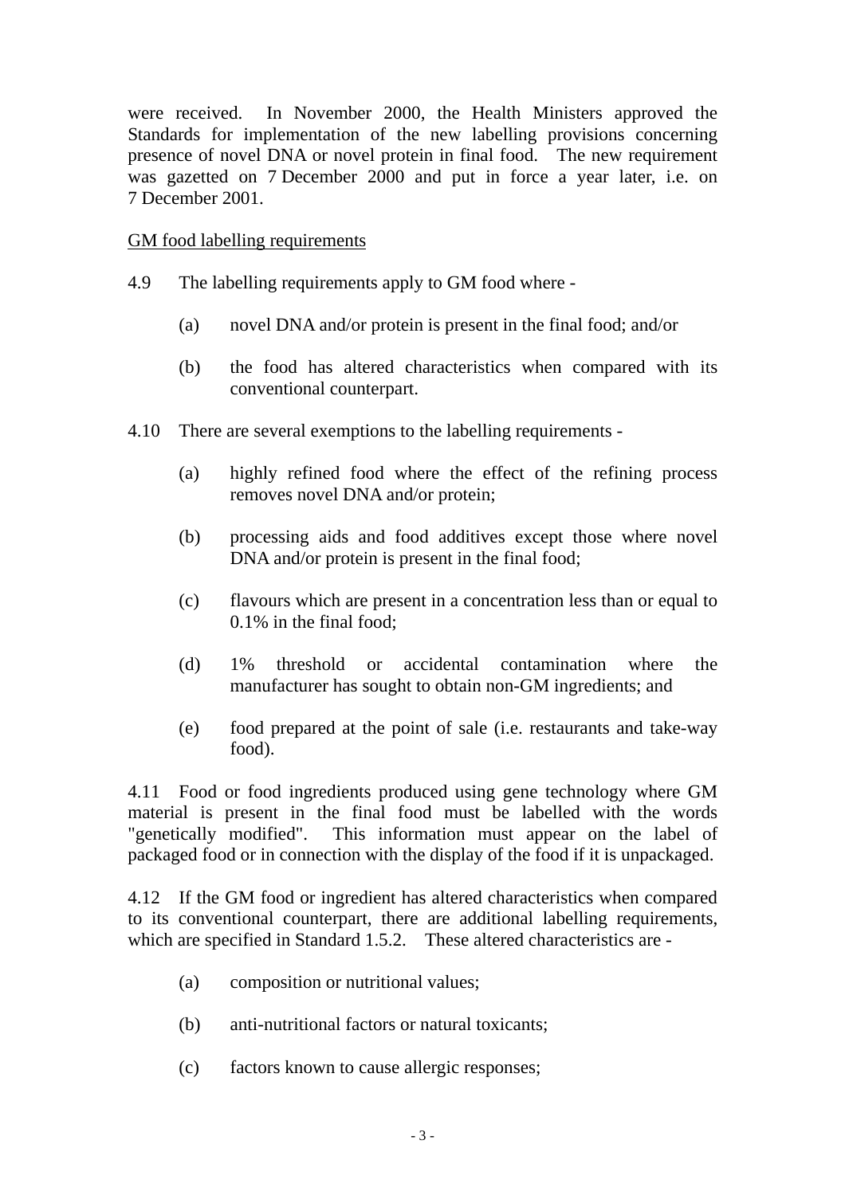were received. In November 2000, the Health Ministers approved the Standards for implementation of the new labelling provisions concerning presence of novel DNA or novel protein in final food. The new requirement was gazetted on 7 December 2000 and put in force a year later, i.e. on 7 December 2001.

<u>GM food labelling requirements</u>

4.9 The labelling requirements apply to GM food where -

(a) novel DNA and/or protein is present in the final food; and/or

(b) the food has altered characteristics when compared with its conventional counterpart.

4.10 There are several exemptions to the labelling requirements -

(a) highly refined food where the effect of the refining process removes novel DNA and/or protein;

(b) processing aids and food additives except those where novel DNA and/or protein is present in the final food;

(c) flavours which are present in a concentration less than or equal to 0.1% in the final food;

(d) 1% threshold or accidental contamination where the manufacturer has sought to obtain non-GM ingredients; and

(e) food prepared at the point of sale (i.e. restaurants and take-way food).

4.11 Food or food ingredients produced using gene technology where GM material is present in the final food must be labelled with the words "genetically modified". This information must appear on the label of packaged food or in connection with the display of the food if it is unpackaged.

4.12 If the GM food or ingredient has altered characteristics when compared to its conventional counterpart, there are additional labelling requirements, which are specified in Standard 1.5.2. These altered characteristics are -

(a) composition or nutritional values;

(b) anti-nutritional factors or natural toxicants;

(c) factors known to cause allergic responses;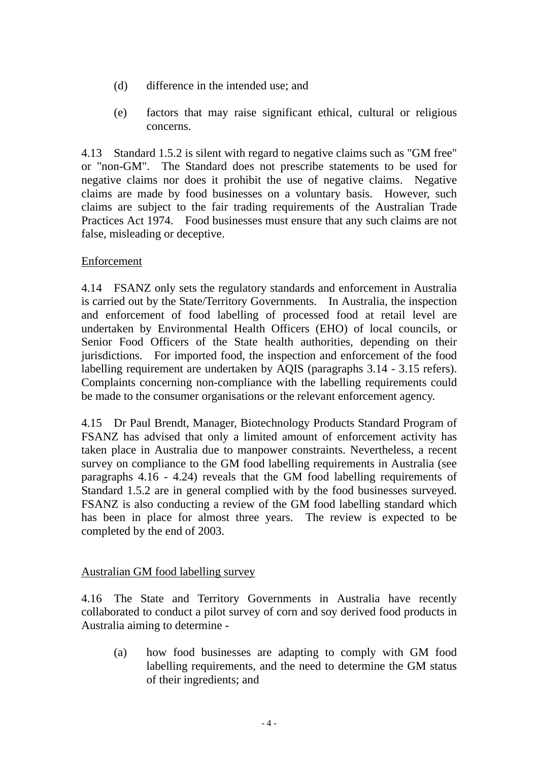(d) difference in the intended use; and

(e) factors that may raise significant ethical, cultural or religious concerns.

4.13 Standard 1.5.2 is silent with regard to negative claims such as "GM free" or "non-GM". The Standard does not prescribe statements to be used for negative claims nor does it prohibit the use of negative claims. Negative claims are made by food businesses on a voluntary basis. However, such claims are subject to the fair trading requirements of the Australian Trade Practices Act 1974. Food businesses must ensure that any such claims are not false, misleading or deceptive.

Enforcement

4.14 FSANZ only sets the regulatory standards and enforcement in Australia is carried out by the State/Territory Governments. In Australia, the inspection and enforcement of food labelling of processed food at retail level are undertaken by Environmental Health Officers (EHO) of local councils, or Senior Food Officers of the State health authorities, depending on their jurisdictions. For imported food, the inspection and enforcement of the food labelling requirement are undertaken by AQIS (paragraphs 3.14 - 3.15 refers). Complaints concerning non-compliance with the labelling requirements could be made to the consumer organisations or the relevant enforcement agency.

4.15 Dr Paul Brendt, Manager, Biotechnology Products Standard Program of FSANZ has advised that only a limited amount of enforcement activity has taken place in Australia due to manpower constraints. Nevertheless, a recent survey on compliance to the GM food labelling requirements in Australia (see paragraphs 4.16 - 4.24) reveals that the GM food labelling requirements of Standard 1.5.2 are in general complied with by the food businesses surveyed. FSANZ is also conducting a review of the GM food labelling standard which has been in place for almost three years. The review is expected to be completed by the end of 2003.

Australian GM food labelling survey

4.16 The State and Territory Governments in Australia have recently collaborated to conduct a pilot survey of corn and soy derived food products in Australia aiming to determine -

(a) how food businesses are adapting to comply with GM food labelling requirements, and the need to determine the GM status of their ingredients; and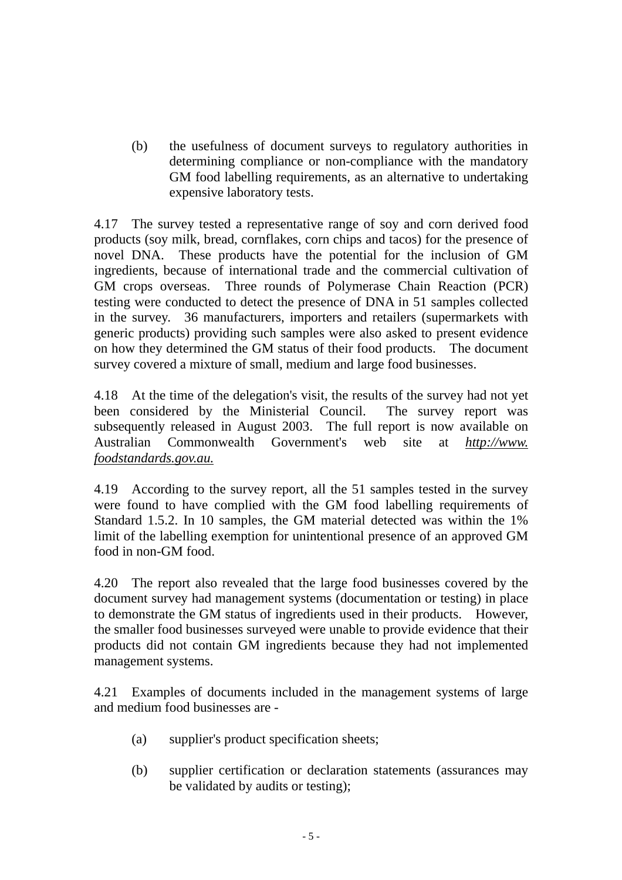(b) the usefulness of document surveys to regulatory authorities in determining compliance or non-compliance with the mandatory GM food labelling requirements, as an alternative to undertaking expensive laboratory tests.

4.17 The survey tested a representative range of soy and corn derived food products (soy milk, bread, cornflakes, corn chips and tacos) for the presence of novel DNA. These products have the potential for the inclusion of GM ingredients, because of international trade and the commercial cultivation of GM crops overseas. Three rounds of Polymerase Chain Reaction (PCR) testing were conducted to detect the presence of DNA in 51 samples collected in the survey. 36 manufacturers, importers and retailers (supermarkets with generic products) providing such samples were also asked to present evidence on how they determined the GM status of their food products. The document survey covered a mixture of small, medium and large food businesses.

4.18 At the time of the delegation's visit, the results of the survey had not yet been considered by the Ministerial Council. The survey report was subsequently released in August 2003. The full report is now available on Australian Commonwealth Government's web site at *http://www.foodstandards.gov.au.*

4.19 According to the survey report, all the 51 samples tested in the survey were found to have complied with the GM food labelling requirements of Standard 1.5.2. In 10 samples, the GM material detected was within the 1% limit of the labelling exemption for unintentional presence of an approved GM food in non-GM food.

4.20 The report also revealed that the large food businesses covered by the document survey had management systems (documentation or testing) in place to demonstrate the GM status of ingredients used in their products. However, the smaller food businesses surveyed were unable to provide evidence that their products did not contain GM ingredients because they had not implemented management systems.

4.21 Examples of documents included in the management systems of large and medium food businesses are -

(a) supplier's product specification sheets;

(b) supplier certification or declaration statements (assurances may be validated by audits or testing);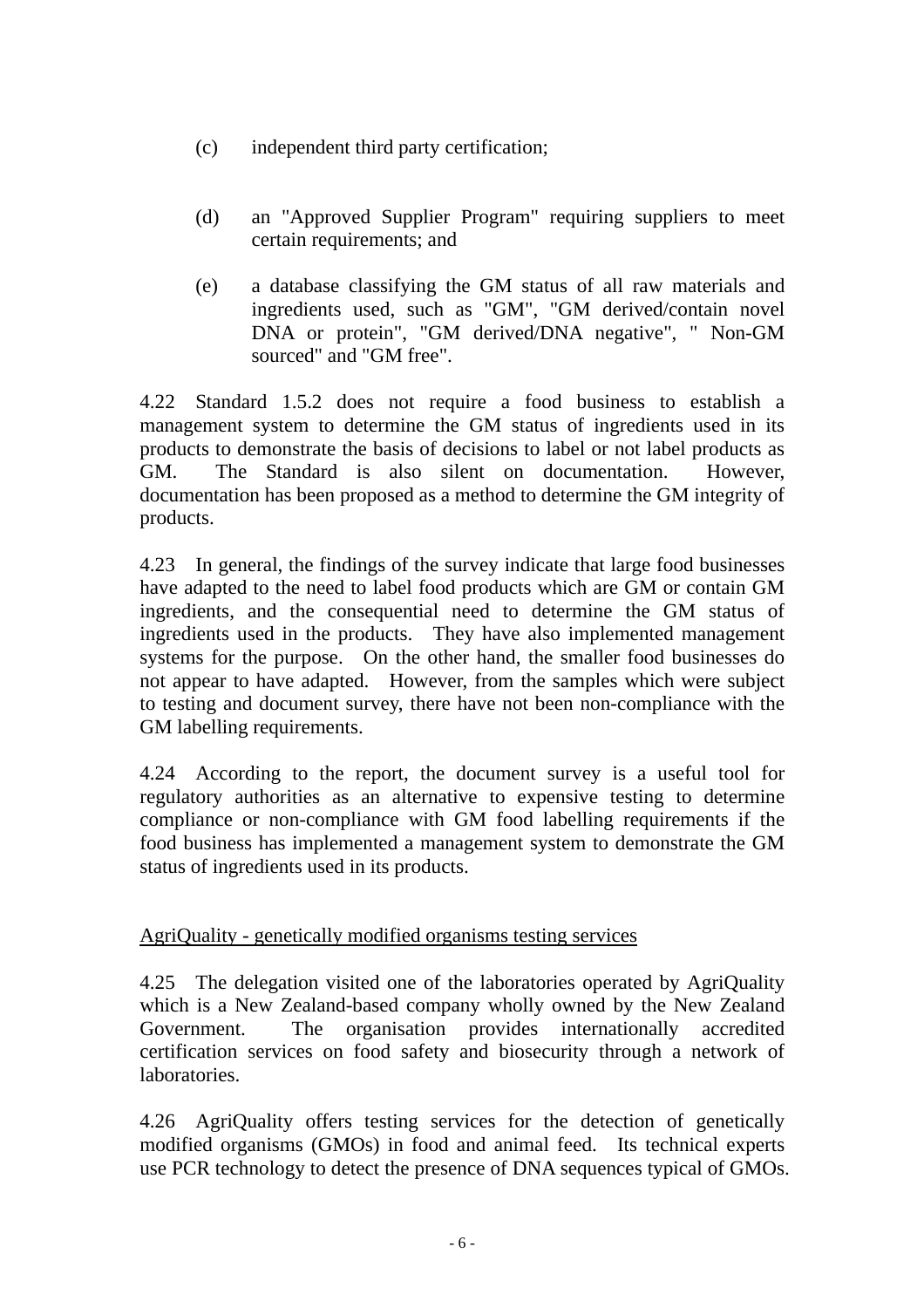(c) independent third party certification;

(d) an "Approved Supplier Program" requiring suppliers to meet certain requirements; and

(e) a database classifying the GM status of all raw materials and ingredients used, such as "GM", "GM derived/contain novel DNA or protein", "GM derived/DNA negative", " Non-GM sourced" and "GM free".

4.22 Standard 1.5.2 does not require a food business to establish a management system to determine the GM status of ingredients used in its products to demonstrate the basis of decisions to label or not label products as GM. The Standard is also silent on documentation. However, documentation has been proposed as a method to determine the GM integrity of products.

4.23 In general, the findings of the survey indicate that large food businesses have adapted to the need to label food products which are GM or contain GM ingredients, and the consequential need to determine the GM status of ingredients used in the products. They have also implemented management systems for the purpose. On the other hand, the smaller food businesses do not appear to have adapted. However, from the samples which were subject to testing and document survey, there have not been non-compliance with the GM labelling requirements.

4.24 According to the report, the document survey is a useful tool for regulatory authorities as an alternative to expensive testing to determine compliance or non-compliance with GM food labelling requirements if the food business has implemented a management system to demonstrate the GM status of ingredients used in its products.

<u>AgriQuality - genetically modified organisms testing services</u>

4.25 The delegation visited one of the laboratories operated by AgriQuality which is a New Zealand-based company wholly owned by the New Zealand Government. The organisation provides internationally accredited certification services on food safety and biosecurity through a network of laboratories.

4.26 AgriQuality offers testing services for the detection of genetically modified organisms (GMOs) in food and animal feed. Its technical experts use PCR technology to detect the presence of DNA sequences typical of GMOs.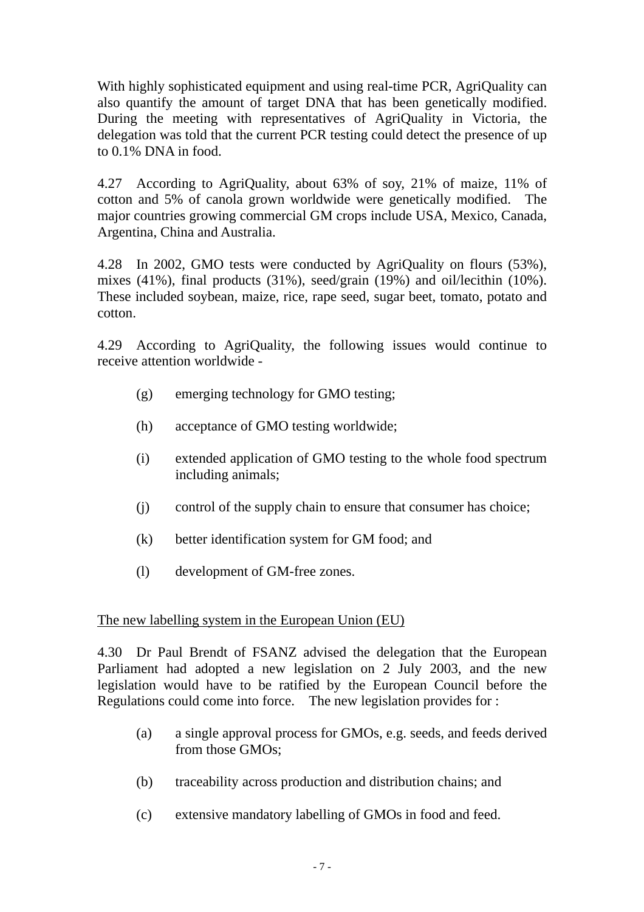With highly sophisticated equipment and using real-time PCR, AgriQuality can also quantify the amount of target DNA that has been genetically modified. During the meeting with representatives of AgriQuality in Victoria, the delegation was told that the current PCR testing could detect the presence of up to 0.1% DNA in food.

4.27 According to AgriQuality, about 63% of soy, 21% of maize, 11% of cotton and 5% of canola grown worldwide were genetically modified. The major countries growing commercial GM crops include USA, Mexico, Canada, Argentina, China and Australia.

4.28 In 2002, GMO tests were conducted by AgriQuality on flours (53%), mixes (41%), final products (31%), seed/grain (19%) and oil/lecithin (10%). These included soybean, maize, rice, rape seed, sugar beet, tomato, potato and cotton.

4.29 According to AgriQuality, the following issues would continue to receive attention worldwide -

(g) emerging technology for GMO testing;

(h) acceptance of GMO testing worldwide;

(i) extended application of GMO testing to the whole food spectrum including animals;

(j) control of the supply chain to ensure that consumer has choice;

(k) better identification system for GM food; and

(l) development of GM-free zones.

<u>The new labelling system in the European Union (EU)</u>

4.30 Dr Paul Brendt of FSANZ advised the delegation that the European Parliament had adopted a new legislation on 2 July 2003, and the new legislation would have to be ratified by the European Council before the Regulations could come into force. The new legislation provides for :

(a) a single approval process for GMOs, e.g. seeds, and feeds derived from those GMOs;

(b) traceability across production and distribution chains; and

(c) extensive mandatory labelling of GMOs in food and feed.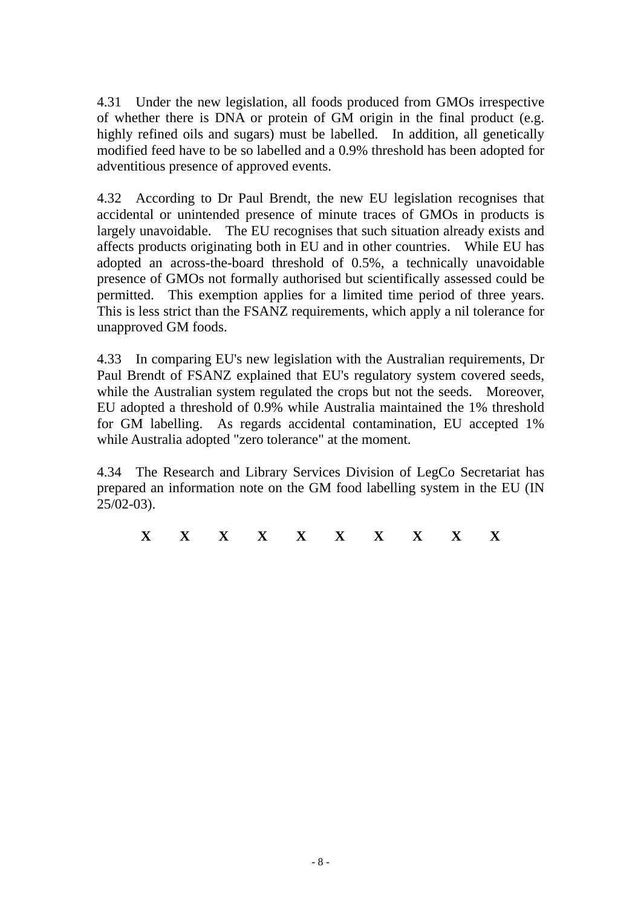4.31 Under the new legislation, all foods produced from GMOs irrespective of whether there is DNA or protein of GM origin in the final product (e.g. highly refined oils and sugars) must be labelled. In addition, all genetically modified feed have to be so labelled and a 0.9% threshold has been adopted for adventitious presence of approved events.

4.32 According to Dr Paul Brendt, the new EU legislation recognises that accidental or unintended presence of minute traces of GMOs in products is largely unavoidable. The EU recognises that such situation already exists and affects products originating both in EU and in other countries. While EU has adopted an across-the-board threshold of 0.5%, a technically unavoidable presence of GMOs not formally authorised but scientifically assessed could be permitted. This exemption applies for a limited time period of three years. This is less strict than the FSANZ requirements, which apply a nil tolerance for unapproved GM foods.

4.33 In comparing EU's new legislation with the Australian requirements, Dr Paul Brendt of FSANZ explained that EU's regulatory system covered seeds, while the Australian system regulated the crops but not the seeds. Moreover, EU adopted a threshold of 0.9% while Australia maintained the 1% threshold for GM labelling. As regards accidental contamination, EU accepted 1% while Australia adopted "zero tolerance" at the moment.

4.34 The Research and Library Services Division of LegCo Secretariat has prepared an information note on the GM food labelling system in the EU (IN 25/02-03).

**X X X X X X X X X X**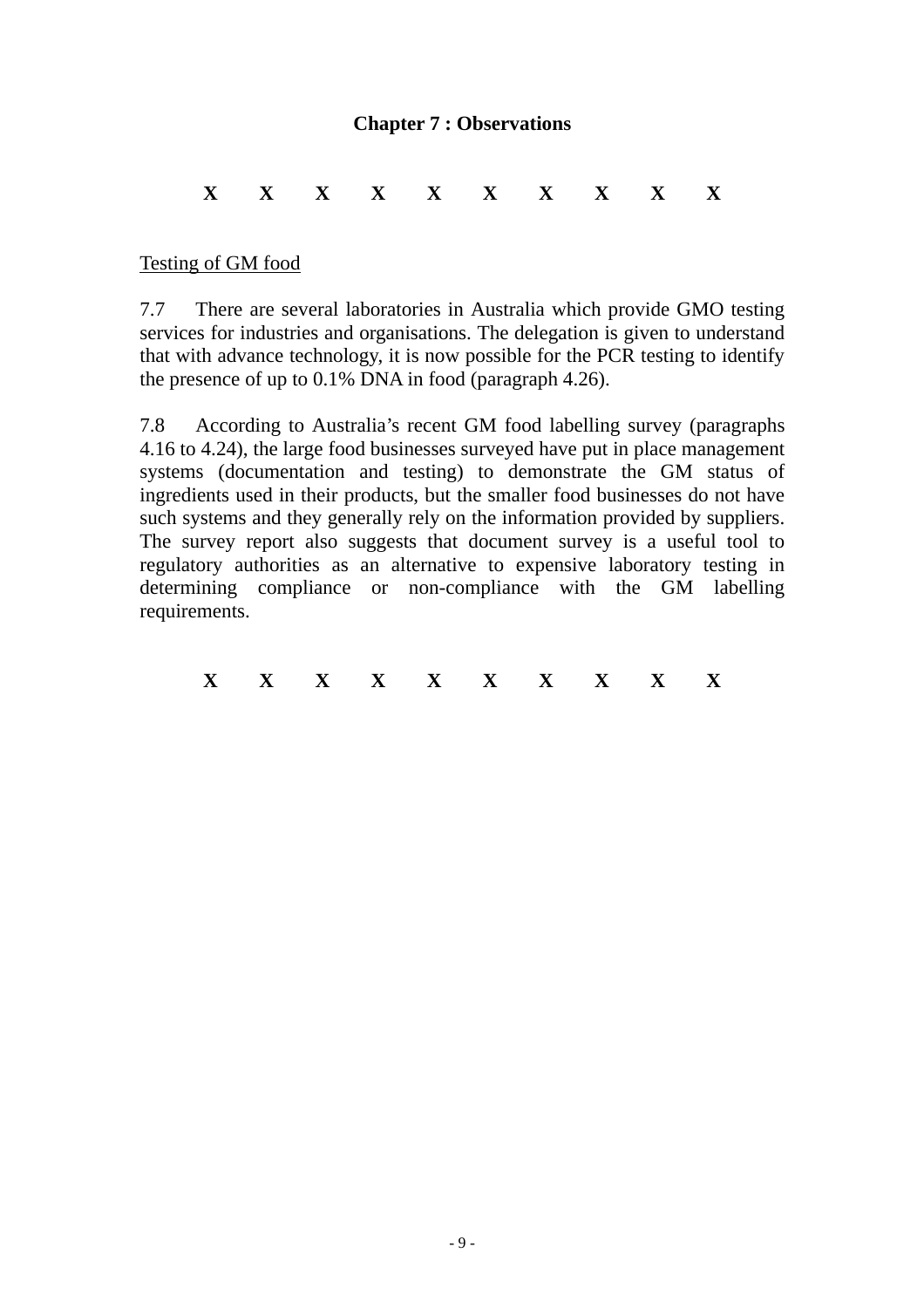# Chapter 7 : Observations

**X X X X X X X X X X**

<u>Testing of GM food</u>

7.7 There are several laboratories in Australia which provide GMO testing services for industries and organisations. The delegation is given to understand that with advance technology, it is now possible for the PCR testing to identify the presence of up to 0.1% DNA in food (paragraph 4.26).

7.8 According to Australia's recent GM food labelling survey (paragraphs 4.16 to 4.24), the large food businesses surveyed have put in place management systems (documentation and testing) to demonstrate the GM status of ingredients used in their products, but the smaller food businesses do not have such systems and they generally rely on the information provided by suppliers. The survey report also suggests that document survey is a useful tool to regulatory authorities as an alternative to expensive laboratory testing in determining compliance or non-compliance with the GM labelling requirements.

**X X X X X X X X X X**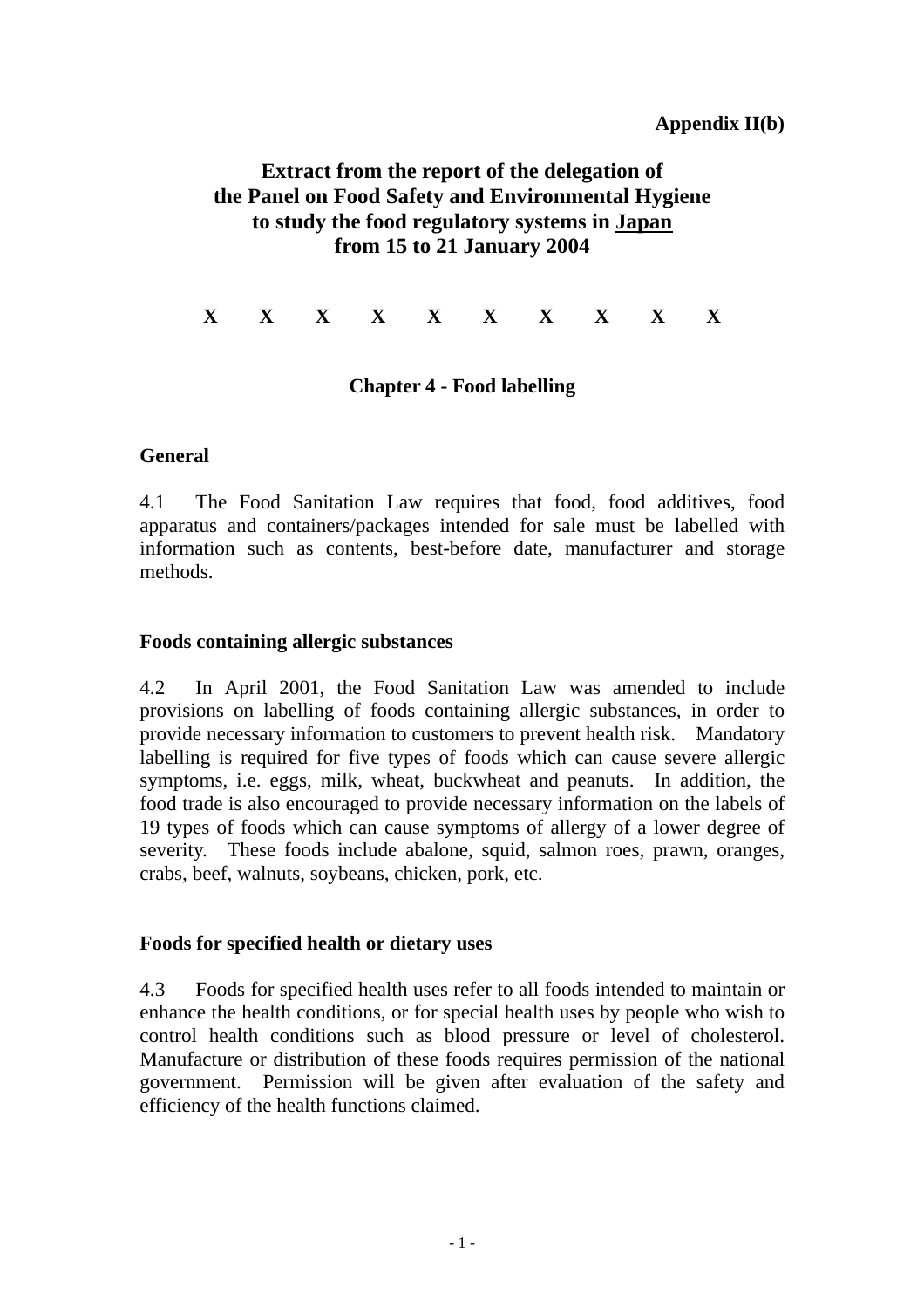**Appendix II(b)**

# Extract from the report of the delegation of the Panel on Food Safety and Environmental Hygiene to study the food regulatory systems in Japan from 15 to 21 January 2004

X X X X X X X X X X

## Chapter 4 - Food labelling

### General

4.1 The Food Sanitation Law requires that food, food additives, food apparatus and containers/packages intended for sale must be labelled with information such as contents, best-before date, manufacturer and storage methods.

### Foods containing allergic substances

4.2 In April 2001, the Food Sanitation Law was amended to include provisions on labelling of foods containing allergic substances, in order to provide necessary information to customers to prevent health risk. Mandatory labelling is required for five types of foods which can cause severe allergic symptoms, i.e. eggs, milk, wheat, buckwheat and peanuts. In addition, the food trade is also encouraged to provide necessary information on the labels of 19 types of foods which can cause symptoms of allergy of a lower degree of severity. These foods include abalone, squid, salmon roes, prawn, oranges, crabs, beef, walnuts, soybeans, chicken, pork, etc.

### Foods for specified health or dietary uses

4.3 Foods for specified health uses refer to all foods intended to maintain or enhance the health conditions, or for special health uses by people who wish to control health conditions such as blood pressure or level of cholesterol. Manufacture or distribution of these foods requires permission of the national government. Permission will be given after evaluation of the safety and efficiency of the health functions claimed.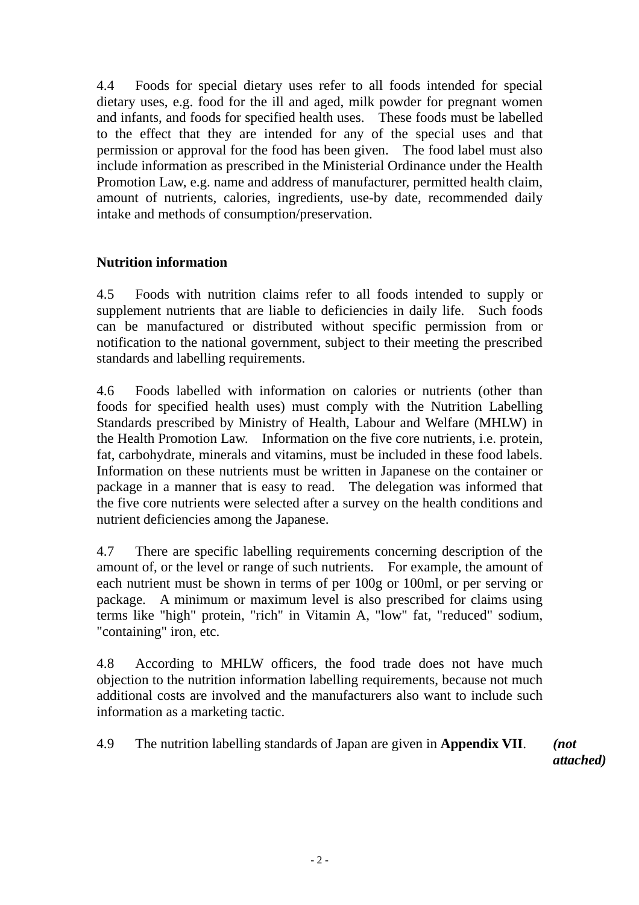4.4 Foods for special dietary uses refer to all foods intended for special dietary uses, e.g. food for the ill and aged, milk powder for pregnant women and infants, and foods for specified health uses. These foods must be labelled to the effect that they are intended for any of the special uses and that permission or approval for the food has been given. The food label must also include information as prescribed in the Ministerial Ordinance under the Health Promotion Law, e.g. name and address of manufacturer, permitted health claim, amount of nutrients, calories, ingredients, use-by date, recommended daily intake and methods of consumption/preservation.

**Nutrition information**

4.5 Foods with nutrition claims refer to all foods intended to supply or supplement nutrients that are liable to deficiencies in daily life. Such foods can be manufactured or distributed without specific permission from or notification to the national government, subject to their meeting the prescribed standards and labelling requirements.

4.6 Foods labelled with information on calories or nutrients (other than foods for specified health uses) must comply with the Nutrition Labelling Standards prescribed by Ministry of Health, Labour and Welfare (MHLW) in the Health Promotion Law. Information on the five core nutrients, i.e. protein, fat, carbohydrate, minerals and vitamins, must be included in these food labels. Information on these nutrients must be written in Japanese on the container or package in a manner that is easy to read. The delegation was informed that the five core nutrients were selected after a survey on the health conditions and nutrient deficiencies among the Japanese.

4.7 There are specific labelling requirements concerning description of the amount of, or the level or range of such nutrients. For example, the amount of each nutrient must be shown in terms of per 100g or 100ml, or per serving or package. A minimum or maximum level is also prescribed for claims using terms like "high" protein, "rich" in Vitamin A, "low" fat, "reduced" sodium, "containing" iron, etc.

4.8 According to MHLW officers, the food trade does not have much objection to the nutrition information labelling requirements, because not much additional costs are involved and the manufacturers also want to include such information as a marketing tactic.

4.9 The nutrition labelling standards of Japan are given in **Appendix VII**. ***(not attached)***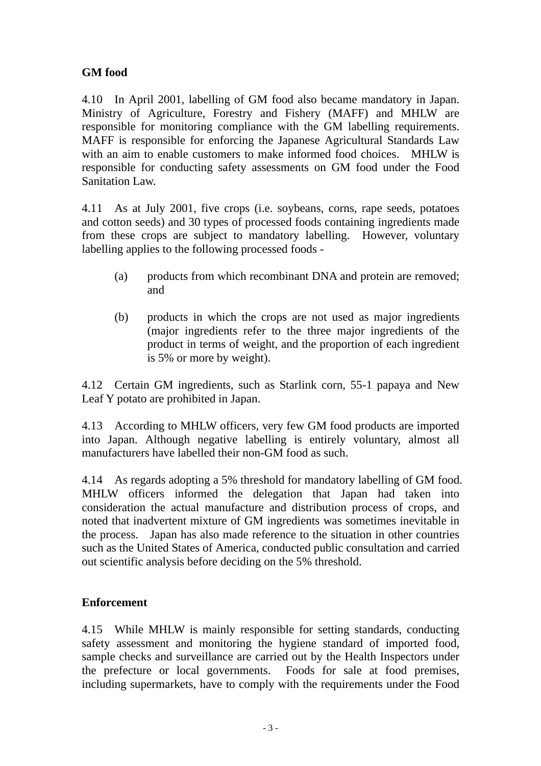**GM food**

4.10 In April 2001, labelling of GM food also became mandatory in Japan. Ministry of Agriculture, Forestry and Fishery (MAFF) and MHLW are responsible for monitoring compliance with the GM labelling requirements. MAFF is responsible for enforcing the Japanese Agricultural Standards Law with an aim to enable customers to make informed food choices. MHLW is responsible for conducting safety assessments on GM food under the Food Sanitation Law.

4.11 As at July 2001, five crops (i.e. soybeans, corns, rape seeds, potatoes and cotton seeds) and 30 types of processed foods containing ingredients made from these crops are subject to mandatory labelling. However, voluntary labelling applies to the following processed foods -

(a) products from which recombinant DNA and protein are removed; and

(b) products in which the crops are not used as major ingredients (major ingredients refer to the three major ingredients of the product in terms of weight, and the proportion of each ingredient is 5% or more by weight).

4.12 Certain GM ingredients, such as Starlink corn, 55-1 papaya and New Leaf Y potato are prohibited in Japan.

4.13 According to MHLW officers, very few GM food products are imported into Japan. Although negative labelling is entirely voluntary, almost all manufacturers have labelled their non-GM food as such.

4.14 As regards adopting a 5% threshold for mandatory labelling of GM food. MHLW officers informed the delegation that Japan had taken into consideration the actual manufacture and distribution process of crops, and noted that inadvertent mixture of GM ingredients was sometimes inevitable in the process. Japan has also made reference to the situation in other countries such as the United States of America, conducted public consultation and carried out scientific analysis before deciding on the 5% threshold.

**Enforcement**

4.15 While MHLW is mainly responsible for setting standards, conducting safety assessment and monitoring the hygiene standard of imported food, sample checks and surveillance are carried out by the Health Inspectors under the prefecture or local governments. Foods for sale at food premises, including supermarkets, have to comply with the requirements under the Food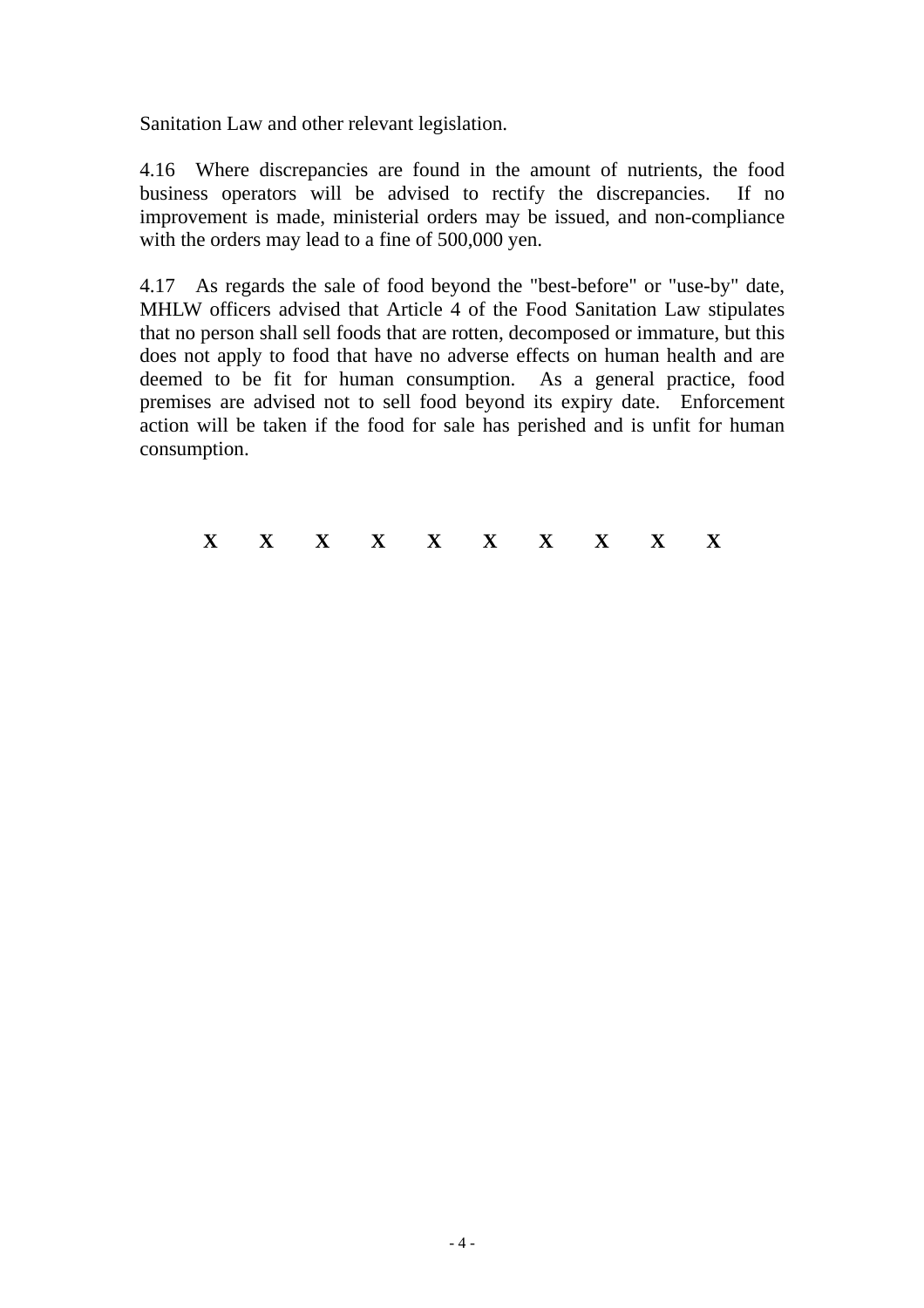Sanitation Law and other relevant legislation.

4.16 Where discrepancies are found in the amount of nutrients, the food business operators will be advised to rectify the discrepancies. If no improvement is made, ministerial orders may be issued, and non-compliance with the orders may lead to a fine of 500,000 yen.

4.17 As regards the sale of food beyond the "best-before" or "use-by" date, MHLW officers advised that Article 4 of the Food Sanitation Law stipulates that no person shall sell foods that are rotten, decomposed or immature, but this does not apply to food that have no adverse effects on human health and are deemed to be fit for human consumption. As a general practice, food premises are advised not to sell food beyond its expiry date. Enforcement action will be taken if the food for sale has perished and is unfit for human consumption.

X X X X X X X X X X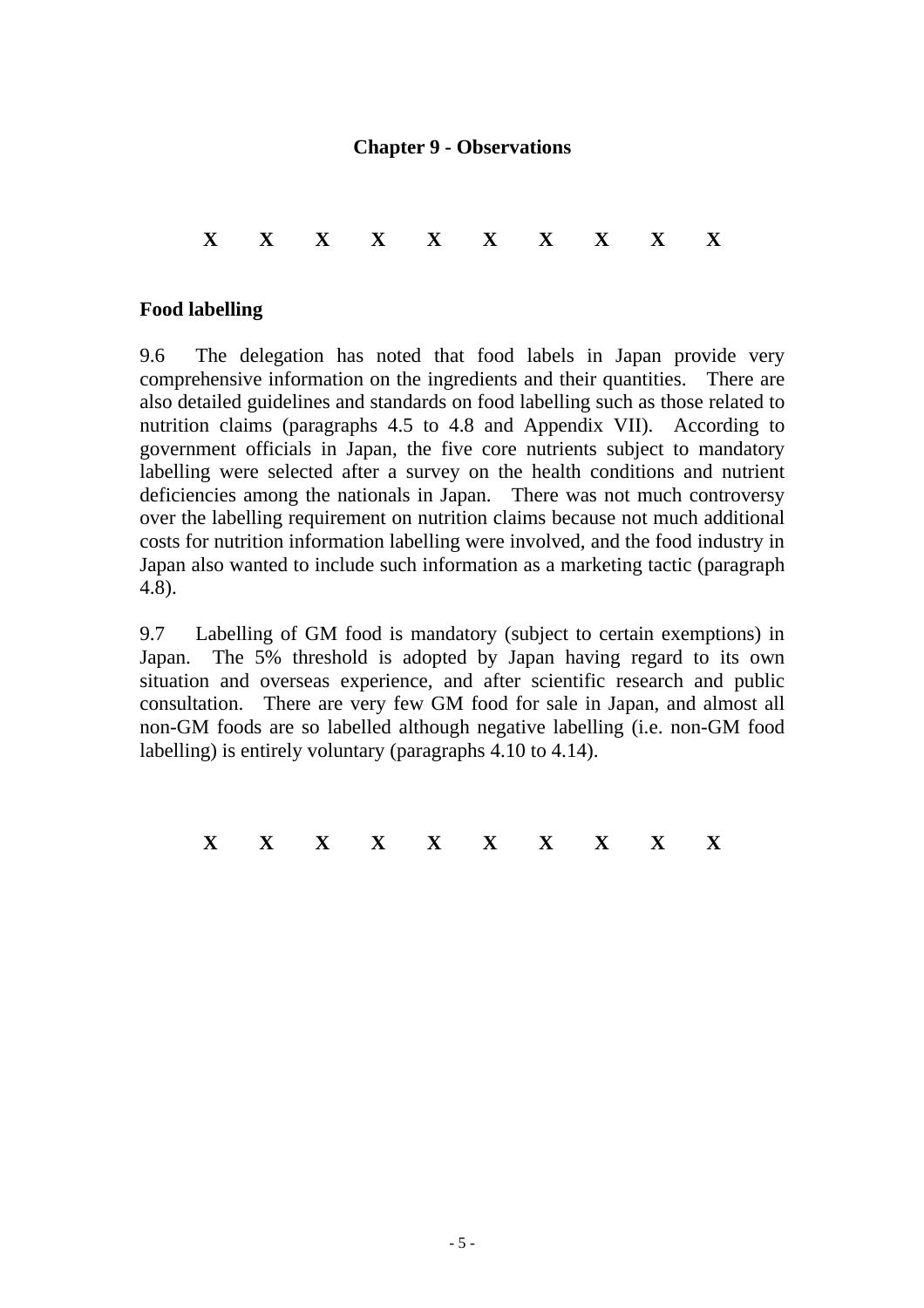## Chapter 9 - Observations

X X X X X X X X X X

**Food labelling**

9.6 The delegation has noted that food labels in Japan provide very comprehensive information on the ingredients and their quantities. There are also detailed guidelines and standards on food labelling such as those related to nutrition claims (paragraphs 4.5 to 4.8 and Appendix VII). According to government officials in Japan, the five core nutrients subject to mandatory labelling were selected after a survey on the health conditions and nutrient deficiencies among the nationals in Japan. There was not much controversy over the labelling requirement on nutrition claims because not much additional costs for nutrition information labelling were involved, and the food industry in Japan also wanted to include such information as a marketing tactic (paragraph 4.8).

9.7 Labelling of GM food is mandatory (subject to certain exemptions) in Japan. The 5% threshold is adopted by Japan having regard to its own situation and overseas experience, and after scientific research and public consultation. There are very few GM food for sale in Japan, and almost all non-GM foods are so labelled although negative labelling (i.e. non-GM food labelling) is entirely voluntary (paragraphs 4.10 to 4.14).

X X X X X X X X X X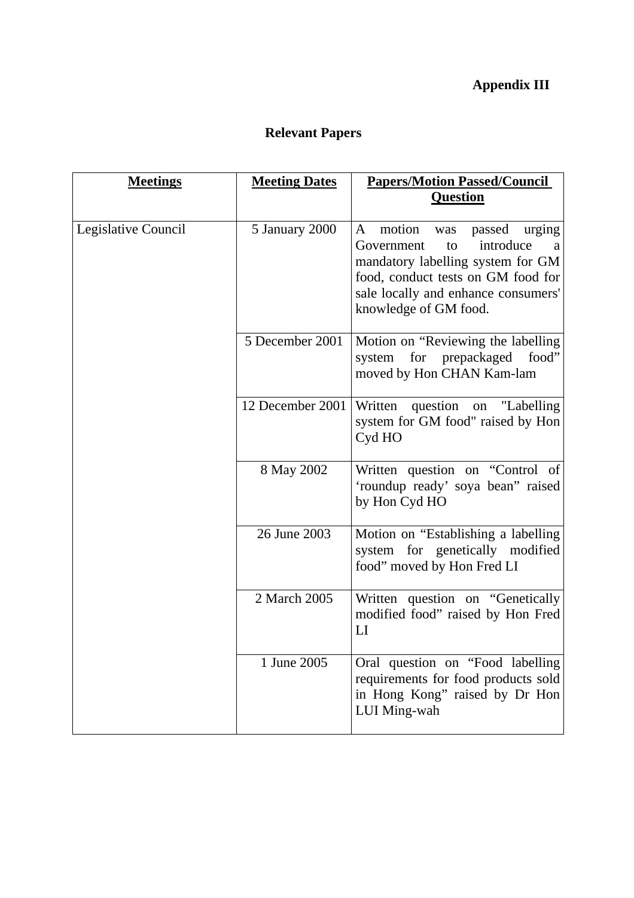**Appendix III**

## Relevant Papers

| **Meetings** | **Meeting Dates** | **Papers/Motion Passed/Council Question** |
|---|---|---|
| Legislative Council | 5 January 2000 | A motion was passed urging Government to introduce a mandatory labelling system for GM food, conduct tests on GM food for sale locally and enhance consumers' knowledge of GM food. |
| | 5 December 2001 | Motion on “Reviewing the labelling system for prepackaged food” moved by Hon CHAN Kam-lam |
| | 12 December 2001 | Written question on "Labelling system for GM food" raised by Hon Cyd HO |
| | 8 May 2002 | Written question on “Control of ‘roundup ready’ soya bean” raised by Hon Cyd HO |
| | 26 June 2003 | Motion on “Establishing a labelling system for genetically modified food” moved by Hon Fred LI |
| | 2 March 2005 | Written question on “Genetically modified food” raised by Hon Fred LI |
| | 1 June 2005 | Oral question on “Food labelling requirements for food products sold in Hong Kong” raised by Dr Hon LUI Ming-wah |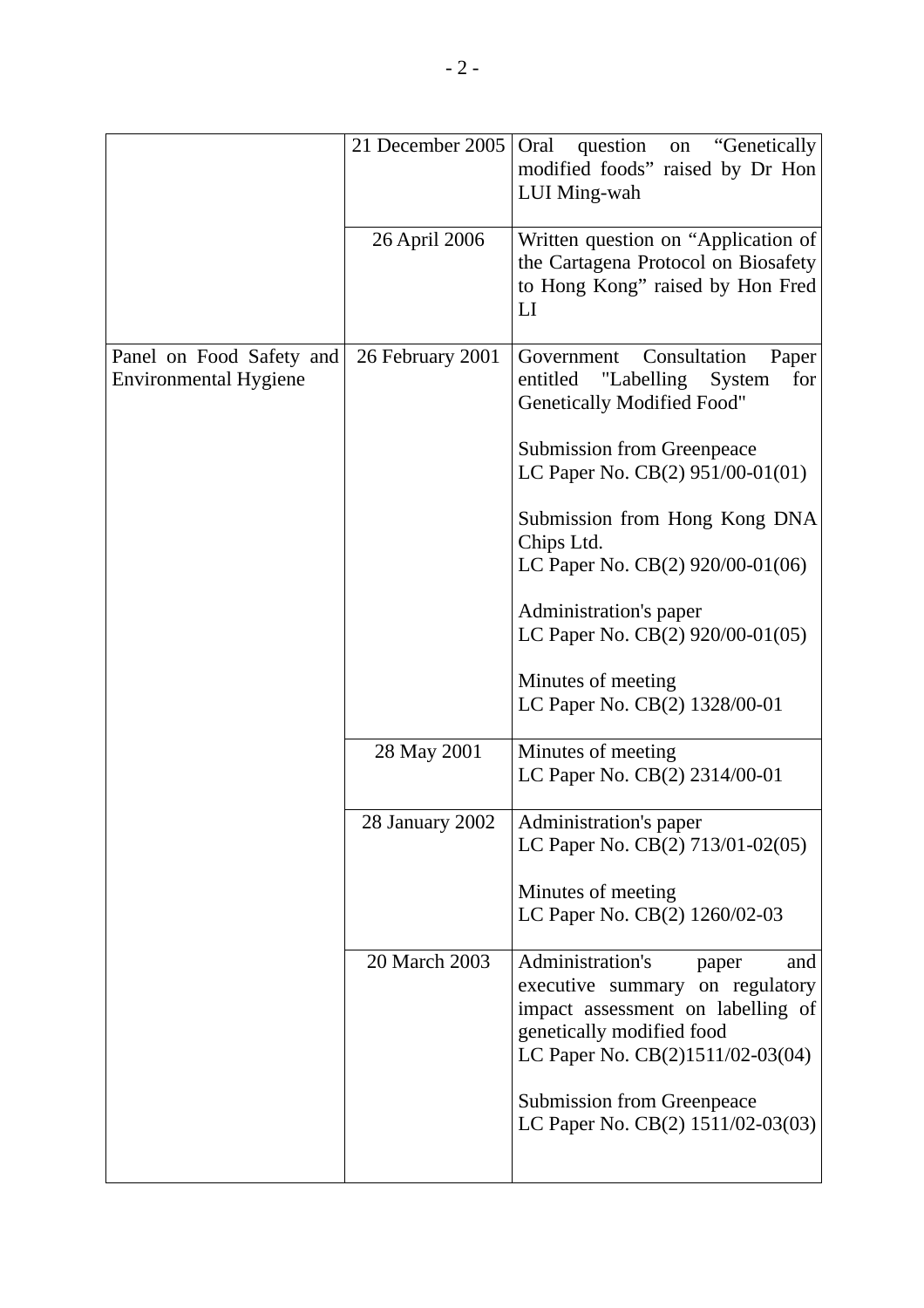| | | |
|---|---|---|
| | 21 December 2005 | Oral question on "Genetically modified foods" raised by Dr Hon LUI Ming-wah |
| | 26 April 2006 | Written question on "Application of the Cartagena Protocol on Biosafety to Hong Kong" raised by Hon Fred LI |
| Panel on Food Safety and Environmental Hygiene | 26 February 2001 | Government Consultation Paper entitled "Labelling System for Genetically Modified Food"<br><br>Submission from Greenpeace<br>LC Paper No. CB(2) 951/00-01(01)<br><br>Submission from Hong Kong DNA Chips Ltd.<br>LC Paper No. CB(2) 920/00-01(06)<br><br>Administration's paper<br>LC Paper No. CB(2) 920/00-01(05)<br><br>Minutes of meeting<br>LC Paper No. CB(2) 1328/00-01 |
| | 28 May 2001 | Minutes of meeting<br>LC Paper No. CB(2) 2314/00-01 |
| | 28 January 2002 | Administration's paper<br>LC Paper No. CB(2) 713/01-02(05)<br><br>Minutes of meeting<br>LC Paper No. CB(2) 1260/02-03 |
| | 20 March 2003 | Administration's paper and executive summary on regulatory impact assessment on labelling of genetically modified food<br>LC Paper No. CB(2)1511/02-03(04)<br><br>Submission from Greenpeace<br>LC Paper No. CB(2) 1511/02-03(03) |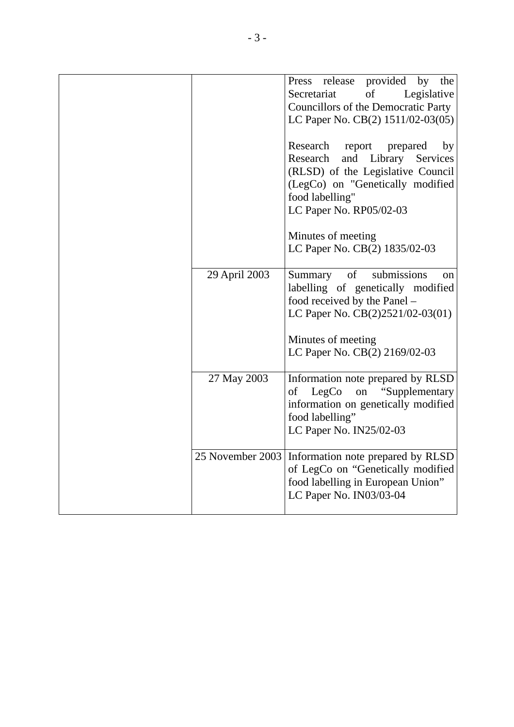| | | |
|---|---|---|
| | | Press release provided by the Secretariat of Legislative Councillors of the Democratic Party<br>LC Paper No. CB(2) 1511/02-03(05)<br><br>Research report prepared by Research and Library Services (RLSD) of the Legislative Council (LegCo) on "Genetically modified food labelling"<br>LC Paper No. RP05/02-03<br><br>Minutes of meeting<br>LC Paper No. CB(2) 1835/02-03 |
| | 29 April 2003 | Summary of submissions on labelling of genetically modified food received by the Panel –<br>LC Paper No. CB(2)2521/02-03(01)<br><br>Minutes of meeting<br>LC Paper No. CB(2) 2169/02-03 |
| | 27 May 2003 | Information note prepared by RLSD of LegCo on "Supplementary information on genetically modified food labelling"<br>LC Paper No. IN25/02-03 |
| | 25 November 2003 | Information note prepared by RLSD of LegCo on "Genetically modified food labelling in European Union"<br>LC Paper No. IN03/03-04 |